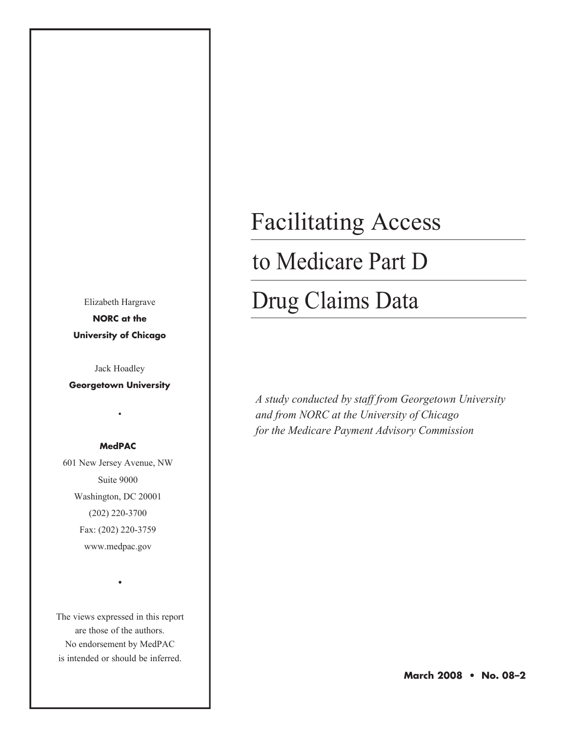# Facilitating Access to Medicare Part D Drug Claims Data

*A study conducted by staff from Georgetown University and from NORC at the University of Chicago for the Medicare Payment Advisory Commission*

Elizabeth Hargrave
**NORC at the University of Chicago**

Jack Hoadley
**Georgetown University**

•

**MedPAC**
601 New Jersey Avenue, NW
Suite 9000
Washington, DC 20001
(202) 220-3700
Fax: (202) 220-3759
www.medpac.gov

•

The views expressed in this report are those of the authors. No endorsement by MedPAC is intended or should be inferred.

**March 2008 • No. 08–2**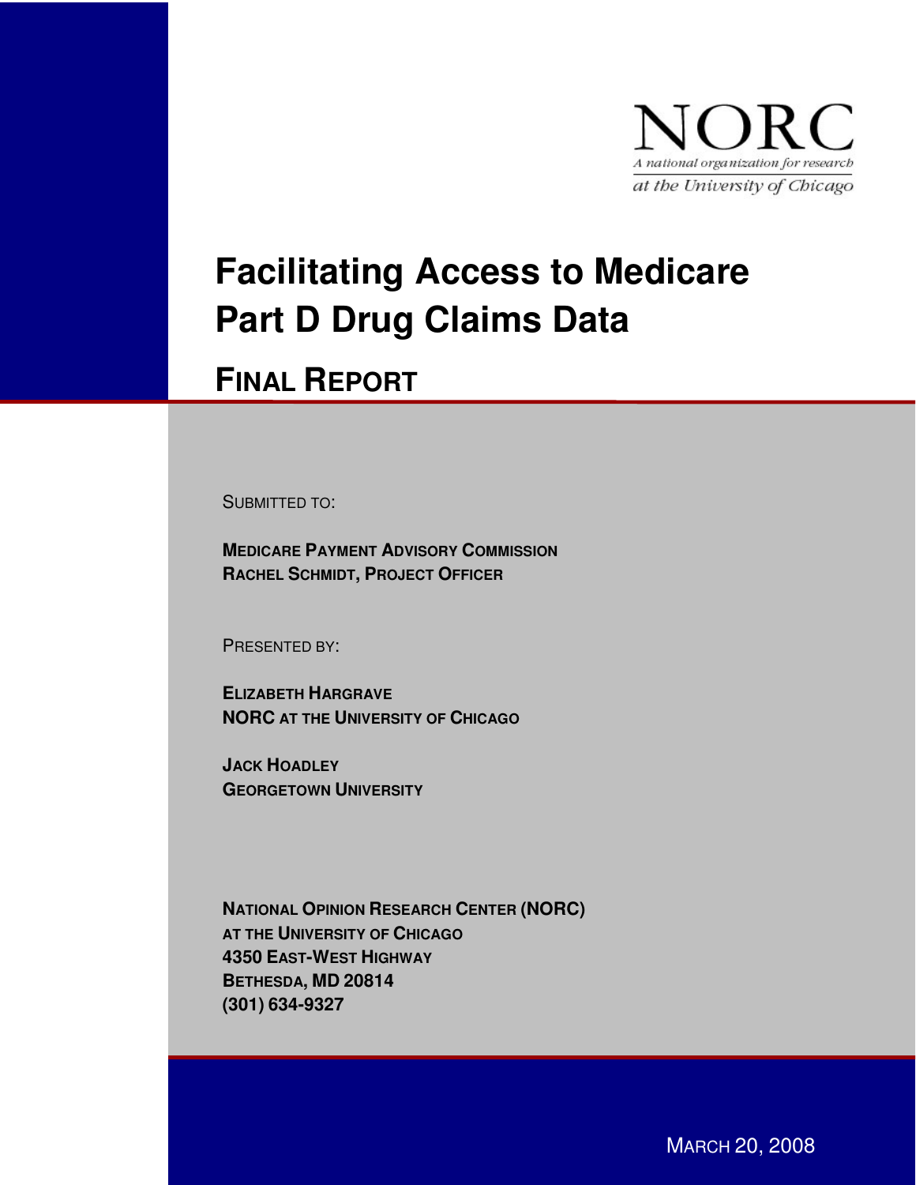NORC

*A national organization for research*
*at the University of Chicago*

# Facilitating Access to Medicare Part D Drug Claims Data

## FINAL REPORT

SUBMITTED TO:

**MEDICARE PAYMENT ADVISORY COMMISSION**
**RACHEL SCHMIDT, PROJECT OFFICER**

PRESENTED BY:

**ELIZABETH HARGRAVE**
**NORC AT THE UNIVERSITY OF CHICAGO**

**JACK HOADLEY**
**GEORGETOWN UNIVERSITY**

**NATIONAL OPINION RESEARCH CENTER (NORC)**
**AT THE UNIVERSITY OF CHICAGO**
**4350 EAST-WEST HIGHWAY**
**BETHESDA, MD 20814**
**(301) 634-9327**

MARCH 20, 2008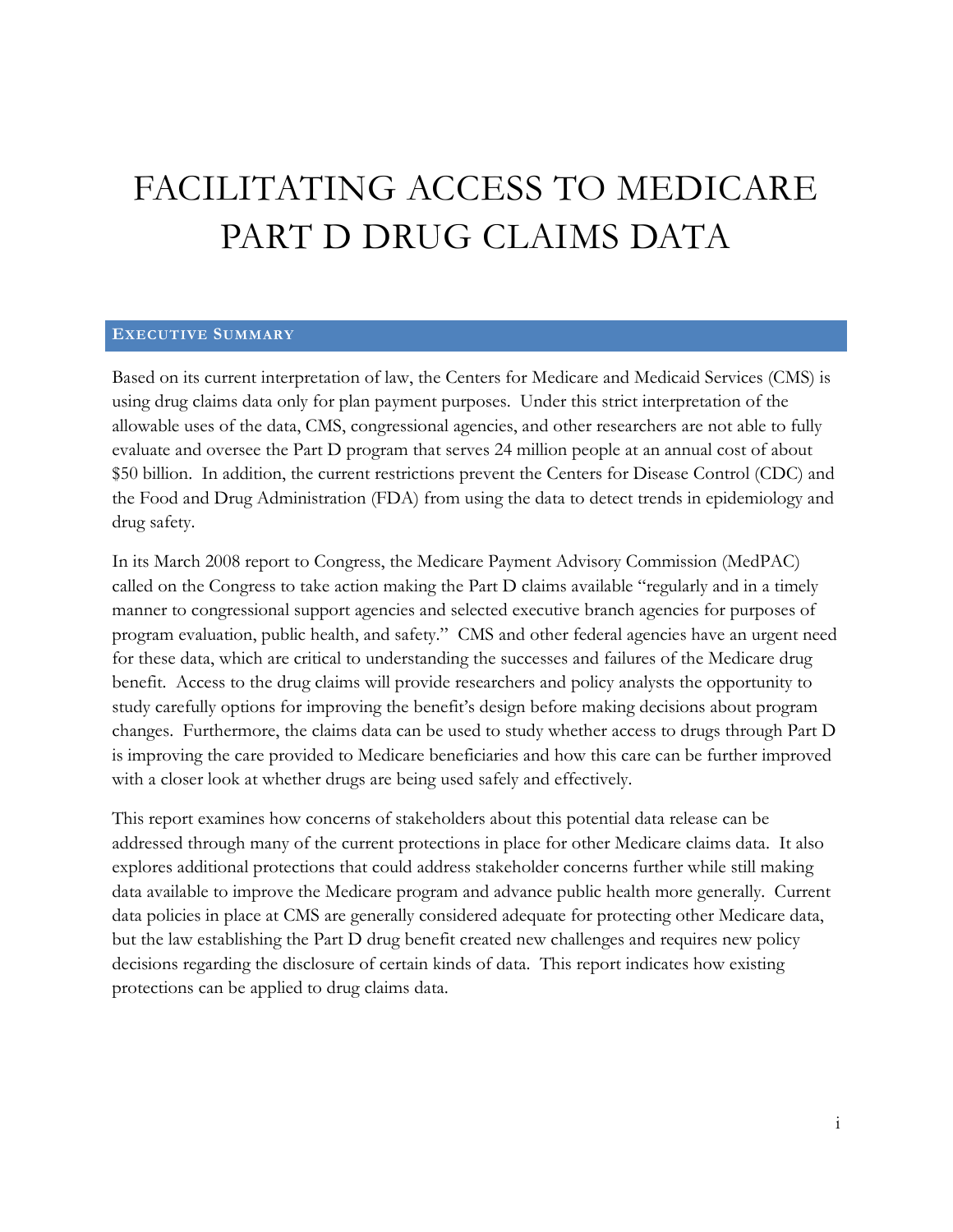# FACILITATING ACCESS TO MEDICARE PART D DRUG CLAIMS DATA

## EXECUTIVE SUMMARY

Based on its current interpretation of law, the Centers for Medicare and Medicaid Services (CMS) is using drug claims data only for plan payment purposes. Under this strict interpretation of the allowable uses of the data, CMS, congressional agencies, and other researchers are not able to fully evaluate and oversee the Part D program that serves 24 million people at an annual cost of about $50 billion. In addition, the current restrictions prevent the Centers for Disease Control (CDC) and the Food and Drug Administration (FDA) from using the data to detect trends in epidemiology and drug safety.

In its March 2008 report to Congress, the Medicare Payment Advisory Commission (MedPAC) called on the Congress to take action making the Part D claims available "regularly and in a timely manner to congressional support agencies and selected executive branch agencies for purposes of program evaluation, public health, and safety." CMS and other federal agencies have an urgent need for these data, which are critical to understanding the successes and failures of the Medicare drug benefit. Access to the drug claims will provide researchers and policy analysts the opportunity to study carefully options for improving the benefit's design before making decisions about program changes. Furthermore, the claims data can be used to study whether access to drugs through Part D is improving the care provided to Medicare beneficiaries and how this care can be further improved with a closer look at whether drugs are being used safely and effectively.

This report examines how concerns of stakeholders about this potential data release can be addressed through many of the current protections in place for other Medicare claims data. It also explores additional protections that could address stakeholder concerns further while still making data available to improve the Medicare program and advance public health more generally. Current data policies in place at CMS are generally considered adequate for protecting other Medicare data, but the law establishing the Part D drug benefit created new challenges and requires new policy decisions regarding the disclosure of certain kinds of data. This report indicates how existing protections can be applied to drug claims data.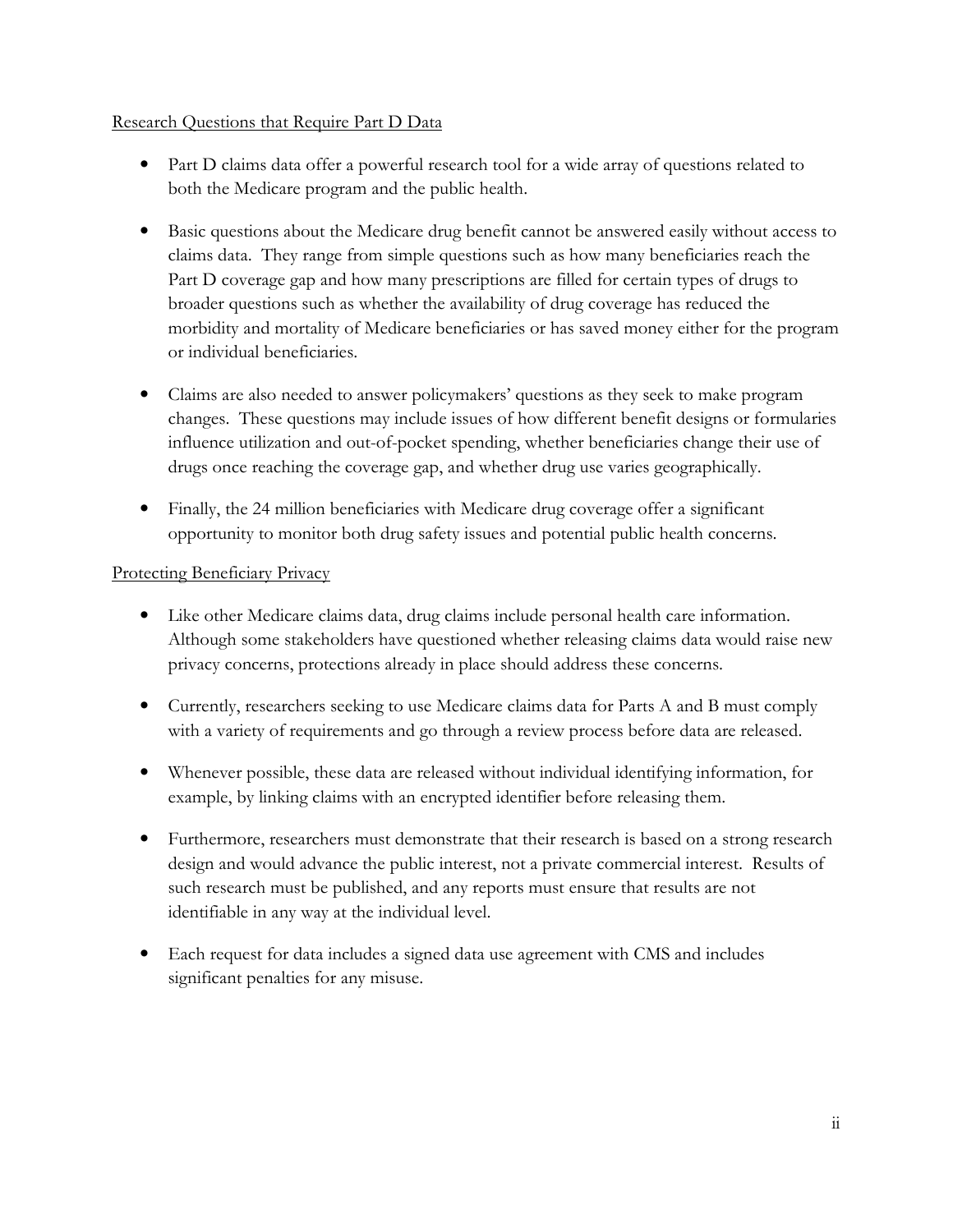<u>Research Questions that Require Part D Data</u>

- Part D claims data offer a powerful research tool for a wide array of questions related to both the Medicare program and the public health.

- Basic questions about the Medicare drug benefit cannot be answered easily without access to claims data. They range from simple questions such as how many beneficiaries reach the Part D coverage gap and how many prescriptions are filled for certain types of drugs to broader questions such as whether the availability of drug coverage has reduced the morbidity and mortality of Medicare beneficiaries or has saved money either for the program or individual beneficiaries.

- Claims are also needed to answer policymakers' questions as they seek to make program changes. These questions may include issues of how different benefit designs or formularies influence utilization and out-of-pocket spending, whether beneficiaries change their use of drugs once reaching the coverage gap, and whether drug use varies geographically.

- Finally, the 24 million beneficiaries with Medicare drug coverage offer a significant opportunity to monitor both drug safety issues and potential public health concerns.

<u>Protecting Beneficiary Privacy</u>

- Like other Medicare claims data, drug claims include personal health care information. Although some stakeholders have questioned whether releasing claims data would raise new privacy concerns, protections already in place should address these concerns.

- Currently, researchers seeking to use Medicare claims data for Parts A and B must comply with a variety of requirements and go through a review process before data are released.

- Whenever possible, these data are released without individual identifying information, for example, by linking claims with an encrypted identifier before releasing them.

- Furthermore, researchers must demonstrate that their research is based on a strong research design and would advance the public interest, not a private commercial interest. Results of such research must be published, and any reports must ensure that results are not identifiable in any way at the individual level.

- Each request for data includes a signed data use agreement with CMS and includes significant penalties for any misuse.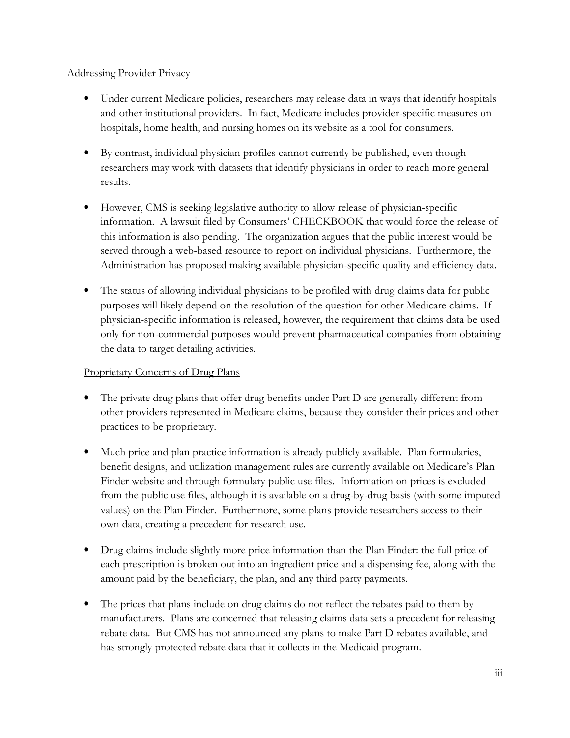Addressing Provider Privacy

- Under current Medicare policies, researchers may release data in ways that identify hospitals and other institutional providers. In fact, Medicare includes provider-specific measures on hospitals, home health, and nursing homes on its website as a tool for consumers.
- By contrast, individual physician profiles cannot currently be published, even though researchers may work with datasets that identify physicians in order to reach more general results.
- However, CMS is seeking legislative authority to allow release of physician-specific information. A lawsuit filed by Consumers' CHECKBOOK that would force the release of this information is also pending. The organization argues that the public interest would be served through a web-based resource to report on individual physicians. Furthermore, the Administration has proposed making available physician-specific quality and efficiency data.
- The status of allowing individual physicians to be profiled with drug claims data for public purposes will likely depend on the resolution of the question for other Medicare claims. If physician-specific information is released, however, the requirement that claims data be used only for non-commercial purposes would prevent pharmaceutical companies from obtaining the data to target detailing activities.

Proprietary Concerns of Drug Plans

- The private drug plans that offer drug benefits under Part D are generally different from other providers represented in Medicare claims, because they consider their prices and other practices to be proprietary.
- Much price and plan practice information is already publicly available. Plan formularies, benefit designs, and utilization management rules are currently available on Medicare's Plan Finder website and through formulary public use files. Information on prices is excluded from the public use files, although it is available on a drug-by-drug basis (with some imputed values) on the Plan Finder. Furthermore, some plans provide researchers access to their own data, creating a precedent for research use.
- Drug claims include slightly more price information than the Plan Finder: the full price of each prescription is broken out into an ingredient price and a dispensing fee, along with the amount paid by the beneficiary, the plan, and any third party payments.
- The prices that plans include on drug claims do not reflect the rebates paid to them by manufacturers. Plans are concerned that releasing claims data sets a precedent for releasing rebate data. But CMS has not announced any plans to make Part D rebates available, and has strongly protected rebate data that it collects in the Medicaid program.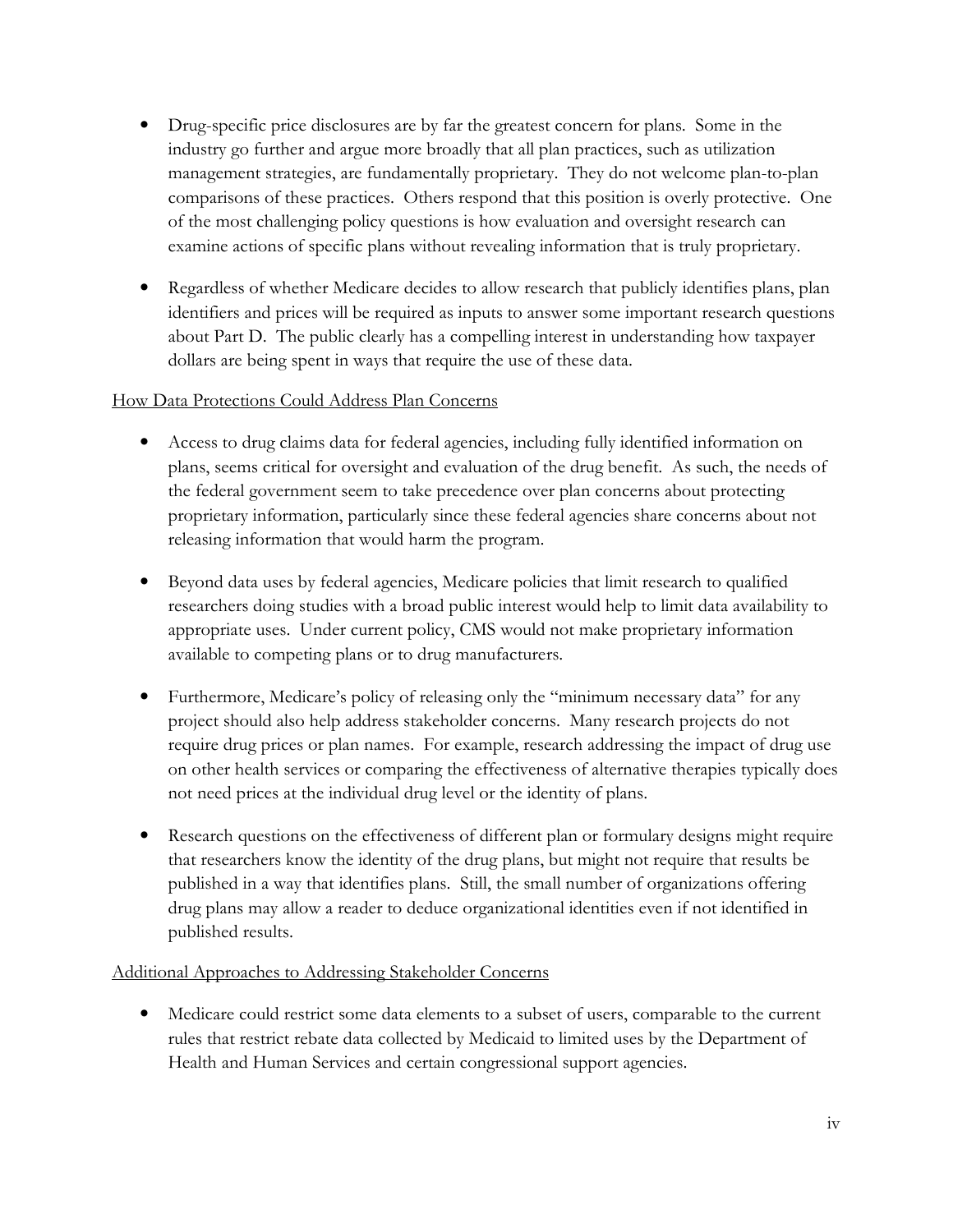- Drug-specific price disclosures are by far the greatest concern for plans. Some in the industry go further and argue more broadly that all plan practices, such as utilization management strategies, are fundamentally proprietary. They do not welcome plan-to-plan comparisons of these practices. Others respond that this position is overly protective. One of the most challenging policy questions is how evaluation and oversight research can examine actions of specific plans without revealing information that is truly proprietary.

- Regardless of whether Medicare decides to allow research that publicly identifies plans, plan identifiers and prices will be required as inputs to answer some important research questions about Part D. The public clearly has a compelling interest in understanding how taxpayer dollars are being spent in ways that require the use of these data.

<u>How Data Protections Could Address Plan Concerns</u>

- Access to drug claims data for federal agencies, including fully identified information on plans, seems critical for oversight and evaluation of the drug benefit. As such, the needs of the federal government seem to take precedence over plan concerns about protecting proprietary information, particularly since these federal agencies share concerns about not releasing information that would harm the program.

- Beyond data uses by federal agencies, Medicare policies that limit research to qualified researchers doing studies with a broad public interest would help to limit data availability to appropriate uses. Under current policy, CMS would not make proprietary information available to competing plans or to drug manufacturers.

- Furthermore, Medicare's policy of releasing only the "minimum necessary data" for any project should also help address stakeholder concerns. Many research projects do not require drug prices or plan names. For example, research addressing the impact of drug use on other health services or comparing the effectiveness of alternative therapies typically does not need prices at the individual drug level or the identity of plans.

- Research questions on the effectiveness of different plan or formulary designs might require that researchers know the identity of the drug plans, but might not require that results be published in a way that identifies plans. Still, the small number of organizations offering drug plans may allow a reader to deduce organizational identities even if not identified in published results.

<u>Additional Approaches to Addressing Stakeholder Concerns</u>

- Medicare could restrict some data elements to a subset of users, comparable to the current rules that restrict rebate data collected by Medicaid to limited uses by the Department of Health and Human Services and certain congressional support agencies.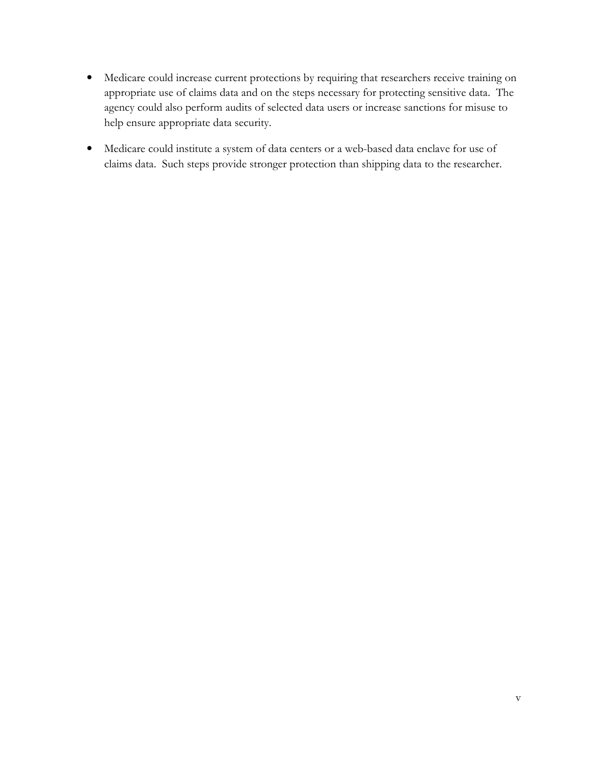- Medicare could increase current protections by requiring that researchers receive training on appropriate use of claims data and on the steps necessary for protecting sensitive data. The agency could also perform audits of selected data users or increase sanctions for misuse to help ensure appropriate data security.
- Medicare could institute a system of data centers or a web-based data enclave for use of claims data. Such steps provide stronger protection than shipping data to the researcher.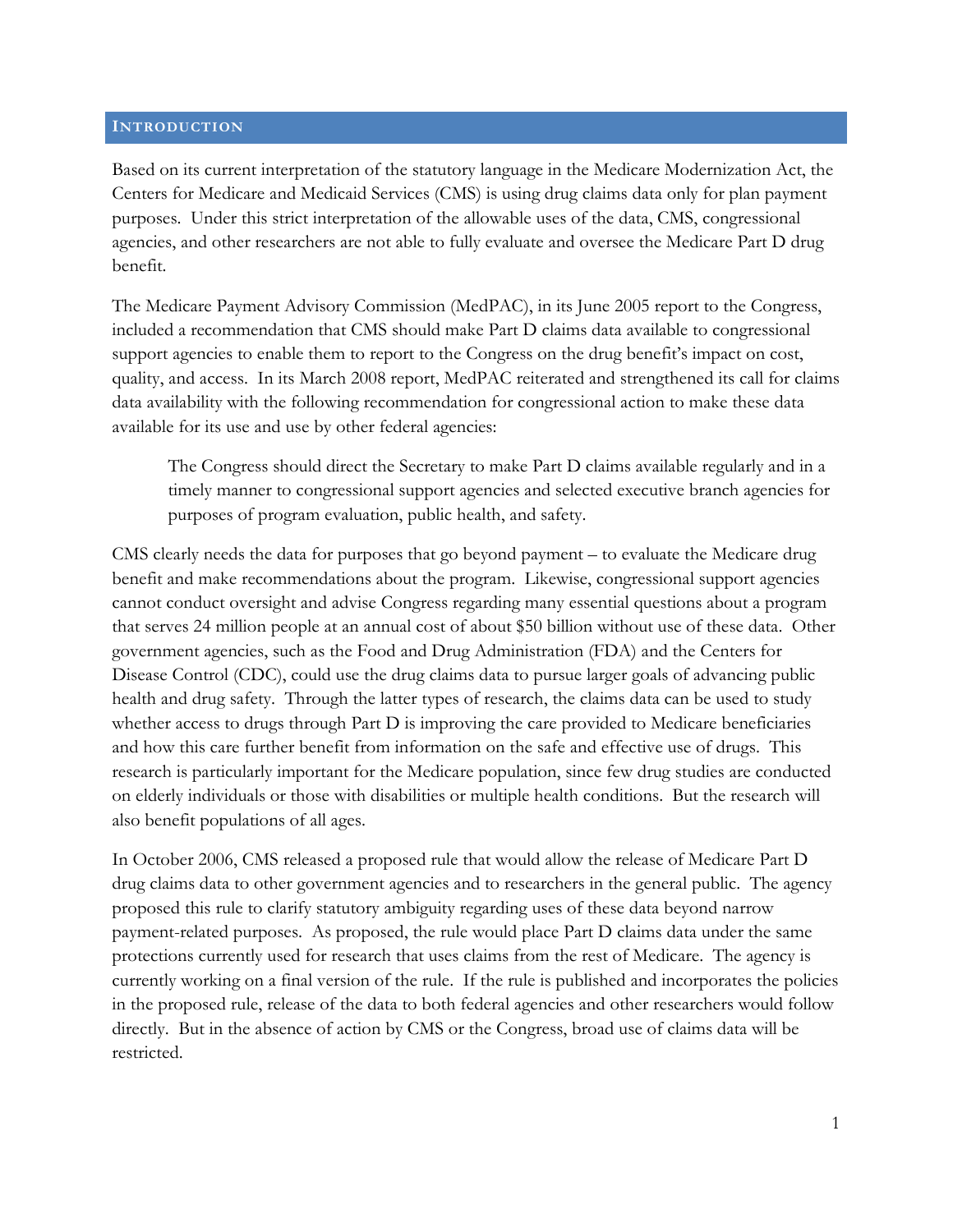## Introduction

Based on its current interpretation of the statutory language in the Medicare Modernization Act, the Centers for Medicare and Medicaid Services (CMS) is using drug claims data only for plan payment purposes. Under this strict interpretation of the allowable uses of the data, CMS, congressional agencies, and other researchers are not able to fully evaluate and oversee the Medicare Part D drug benefit.

The Medicare Payment Advisory Commission (MedPAC), in its June 2005 report to the Congress, included a recommendation that CMS should make Part D claims data available to congressional support agencies to enable them to report to the Congress on the drug benefit's impact on cost, quality, and access. In its March 2008 report, MedPAC reiterated and strengthened its call for claims data availability with the following recommendation for congressional action to make these data available for its use and use by other federal agencies:

> The Congress should direct the Secretary to make Part D claims available regularly and in a timely manner to congressional support agencies and selected executive branch agencies for purposes of program evaluation, public health, and safety.

CMS clearly needs the data for purposes that go beyond payment – to evaluate the Medicare drug benefit and make recommendations about the program. Likewise, congressional support agencies cannot conduct oversight and advise Congress regarding many essential questions about a program that serves 24 million people at an annual cost of about $50 billion without use of these data. Other government agencies, such as the Food and Drug Administration (FDA) and the Centers for Disease Control (CDC), could use the drug claims data to pursue larger goals of advancing public health and drug safety. Through the latter types of research, the claims data can be used to study whether access to drugs through Part D is improving the care provided to Medicare beneficiaries and how this care further benefit from information on the safe and effective use of drugs. This research is particularly important for the Medicare population, since few drug studies are conducted on elderly individuals or those with disabilities or multiple health conditions. But the research will also benefit populations of all ages.

In October 2006, CMS released a proposed rule that would allow the release of Medicare Part D drug claims data to other government agencies and to researchers in the general public. The agency proposed this rule to clarify statutory ambiguity regarding uses of these data beyond narrow payment-related purposes. As proposed, the rule would place Part D claims data under the same protections currently used for research that uses claims from the rest of Medicare. The agency is currently working on a final version of the rule. If the rule is published and incorporates the policies in the proposed rule, release of the data to both federal agencies and other researchers would follow directly. But in the absence of action by CMS or the Congress, broad use of claims data will be restricted.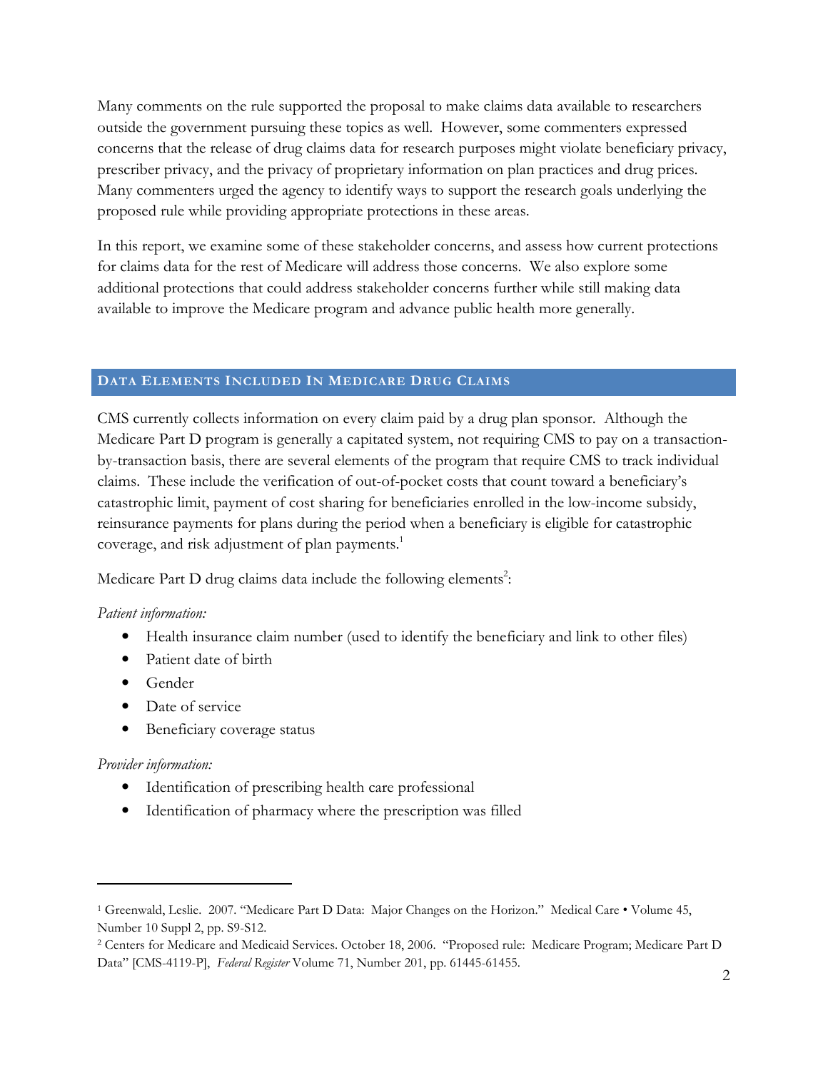Many comments on the rule supported the proposal to make claims data available to researchers outside the government pursuing these topics as well. However, some commenters expressed concerns that the release of drug claims data for research purposes might violate beneficiary privacy, prescriber privacy, and the privacy of proprietary information on plan practices and drug prices. Many commenters urged the agency to identify ways to support the research goals underlying the proposed rule while providing appropriate protections in these areas.

In this report, we examine some of these stakeholder concerns, and assess how current protections for claims data for the rest of Medicare will address those concerns. We also explore some additional protections that could address stakeholder concerns further while still making data available to improve the Medicare program and advance public health more generally.

## Data Elements Included In Medicare Drug Claims

CMS currently collects information on every claim paid by a drug plan sponsor. Although the Medicare Part D program is generally a capitated system, not requiring CMS to pay on a transaction-by-transaction basis, there are several elements of the program that require CMS to track individual claims. These include the verification of out-of-pocket costs that count toward a beneficiary's catastrophic limit, payment of cost sharing for beneficiaries enrolled in the low-income subsidy, reinsurance payments for plans during the period when a beneficiary is eligible for catastrophic coverage, and risk adjustment of plan payments.[1]

Medicare Part D drug claims data include the following elements[2]:

*Patient information:*

- Health insurance claim number (used to identify the beneficiary and link to other files)
- Patient date of birth
- Gender
- Date of service
- Beneficiary coverage status

*Provider information:*

- Identification of prescribing health care professional
- Identification of pharmacy where the prescription was filled

---

[1] Greenwald, Leslie. 2007. "Medicare Part D Data: Major Changes on the Horizon." Medical Care • Volume 45, Number 10 Suppl 2, pp. S9-S12.

[2] Centers for Medicare and Medicaid Services. October 18, 2006. "Proposed rule: Medicare Program; Medicare Part D Data" [CMS-4119-P], *Federal Register* Volume 71, Number 201, pp. 61445-61455.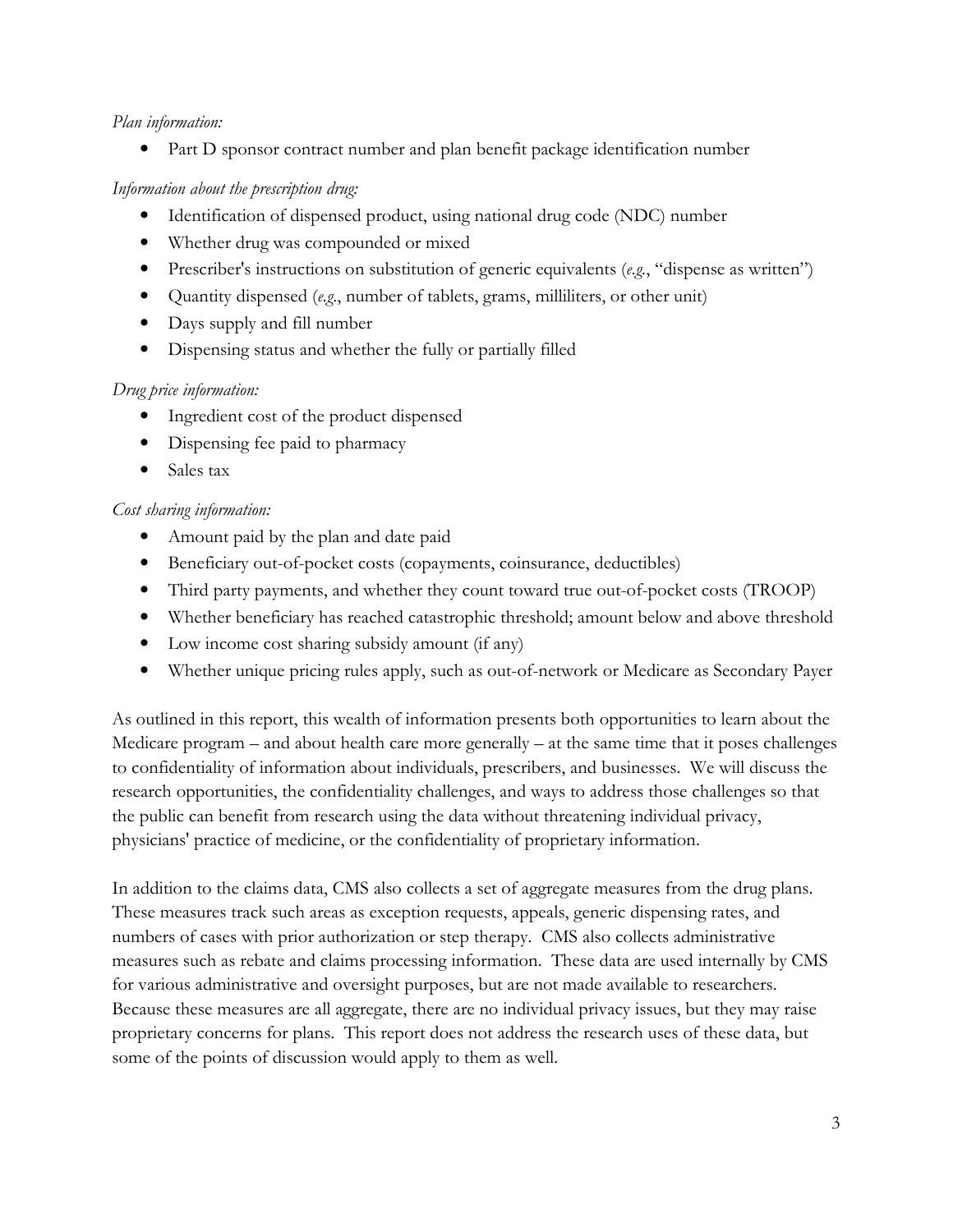*Plan information:*

- Part D sponsor contract number and plan benefit package identification number

*Information about the prescription drug:*

- Identification of dispensed product, using national drug code (NDC) number
- Whether drug was compounded or mixed
- Prescriber's instructions on substitution of generic equivalents (*e.g.*, "dispense as written")
- Quantity dispensed (*e.g.*, number of tablets, grams, milliliters, or other unit)
- Days supply and fill number
- Dispensing status and whether the fully or partially filled

*Drug price information:*

- Ingredient cost of the product dispensed
- Dispensing fee paid to pharmacy
- Sales tax

*Cost sharing information:*

- Amount paid by the plan and date paid
- Beneficiary out-of-pocket costs (copayments, coinsurance, deductibles)
- Third party payments, and whether they count toward true out-of-pocket costs (TROOP)
- Whether beneficiary has reached catastrophic threshold; amount below and above threshold
- Low income cost sharing subsidy amount (if any)
- Whether unique pricing rules apply, such as out-of-network or Medicare as Secondary Payer

As outlined in this report, this wealth of information presents both opportunities to learn about the Medicare program – and about health care more generally – at the same time that it poses challenges to confidentiality of information about individuals, prescribers, and businesses. We will discuss the research opportunities, the confidentiality challenges, and ways to address those challenges so that the public can benefit from research using the data without threatening individual privacy, physicians' practice of medicine, or the confidentiality of proprietary information.

In addition to the claims data, CMS also collects a set of aggregate measures from the drug plans. These measures track such areas as exception requests, appeals, generic dispensing rates, and numbers of cases with prior authorization or step therapy. CMS also collects administrative measures such as rebate and claims processing information. These data are used internally by CMS for various administrative and oversight purposes, but are not made available to researchers. Because these measures are all aggregate, there are no individual privacy issues, but they may raise proprietary concerns for plans. This report does not address the research uses of these data, but some of the points of discussion would apply to them as well.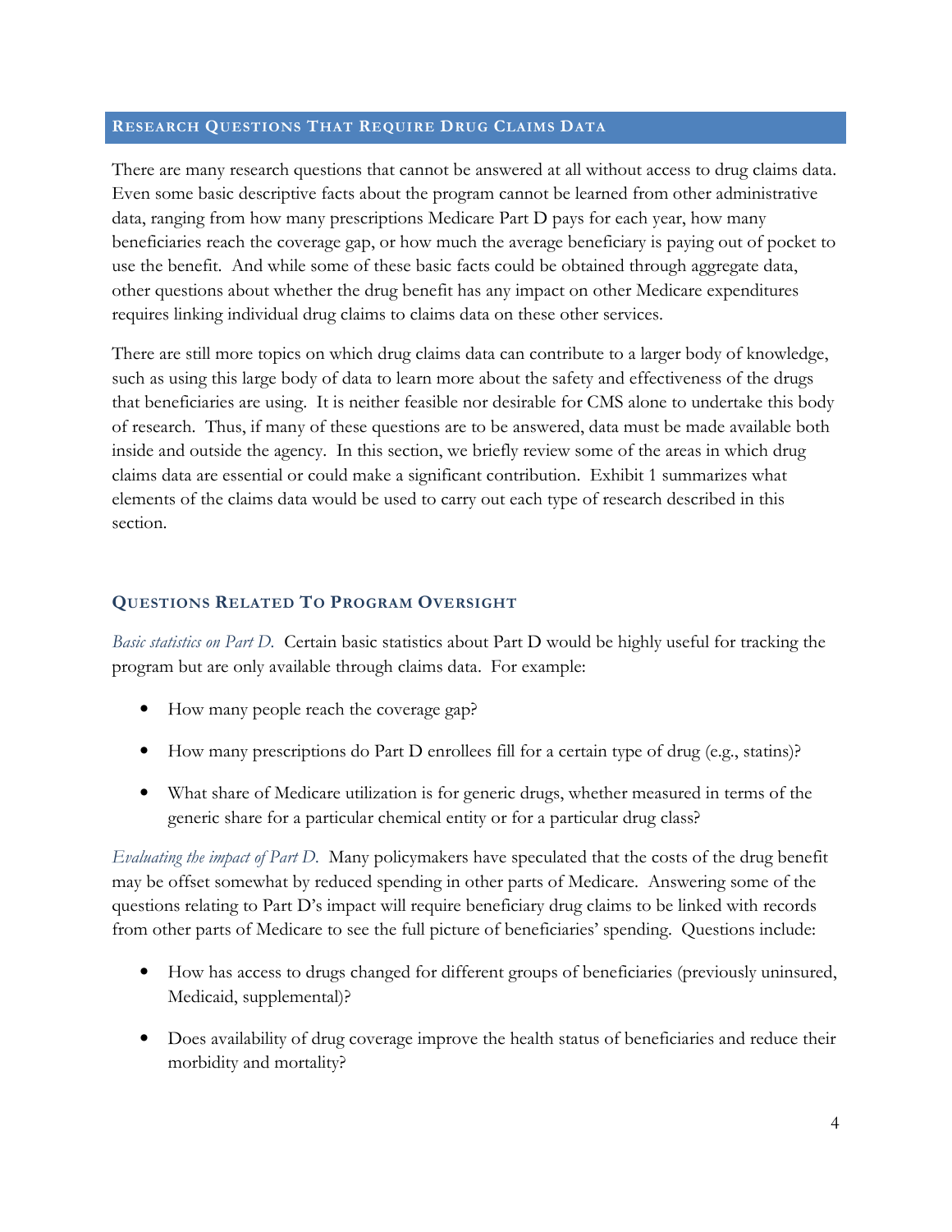## Research Questions That Require Drug Claims Data

There are many research questions that cannot be answered at all without access to drug claims data. Even some basic descriptive facts about the program cannot be learned from other administrative data, ranging from how many prescriptions Medicare Part D pays for each year, how many beneficiaries reach the coverage gap, or how much the average beneficiary is paying out of pocket to use the benefit. And while some of these basic facts could be obtained through aggregate data, other questions about whether the drug benefit has any impact on other Medicare expenditures requires linking individual drug claims to claims data on these other services.

There are still more topics on which drug claims data can contribute to a larger body of knowledge, such as using this large body of data to learn more about the safety and effectiveness of the drugs that beneficiaries are using. It is neither feasible nor desirable for CMS alone to undertake this body of research. Thus, if many of these questions are to be answered, data must be made available both inside and outside the agency. In this section, we briefly review some of the areas in which drug claims data are essential or could make a significant contribution. Exhibit 1 summarizes what elements of the claims data would be used to carry out each type of research described in this section.

### Questions Related To Program Oversight

*Basic statistics on Part D.* Certain basic statistics about Part D would be highly useful for tracking the program but are only available through claims data. For example:

- How many people reach the coverage gap?
- How many prescriptions do Part D enrollees fill for a certain type of drug (e.g., statins)?
- What share of Medicare utilization is for generic drugs, whether measured in terms of the generic share for a particular chemical entity or for a particular drug class?

*Evaluating the impact of Part D.* Many policymakers have speculated that the costs of the drug benefit may be offset somewhat by reduced spending in other parts of Medicare. Answering some of the questions relating to Part D's impact will require beneficiary drug claims to be linked with records from other parts of Medicare to see the full picture of beneficiaries' spending. Questions include:

- How has access to drugs changed for different groups of beneficiaries (previously uninsured, Medicaid, supplemental)?
- Does availability of drug coverage improve the health status of beneficiaries and reduce their morbidity and mortality?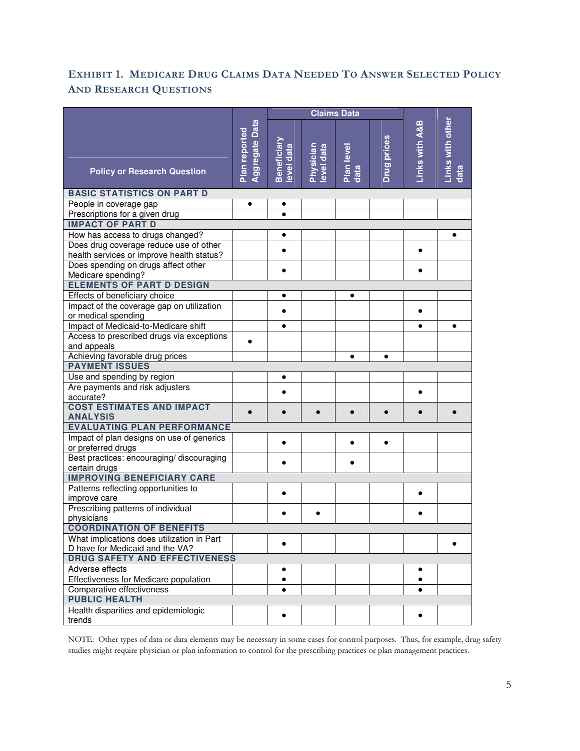## Exhibit 1. Medicare Drug Claims Data Needed To Answer Selected Policy And Research Questions

| Policy or Research Question | Plan reported Aggregate Data | Claims Data | | | | Links with A&B | Links with other data |
|---|---|---|---|---|---|---|---|
| | | Beneficiary level data | Physician level data | Plan level data | Drug prices | | |
| **BASIC STATISTICS ON PART D** | | | | | | | |
| People in coverage gap | • | • | | | | | |
| Prescriptions for a given drug | | • | | | | | |
| **IMPACT OF PART D** | | | | | | | |
| How has access to drugs changed? | | • | | | | | • |
| Does drug coverage reduce use of other health services or improve health status? | | • | | | | • | |
| Does spending on drugs affect other Medicare spending? | | • | | | | • | |
| **ELEMENTS OF PART D DESIGN** | | | | | | | |
| Effects of beneficiary choice | | • | | • | | | |
| Impact of the coverage gap on utilization or medical spending | | • | | | | • | |
| Impact of Medicaid-to-Medicare shift | | • | | | | • | • |
| Access to prescribed drugs via exceptions and appeals | • | | | | | | |
| Achieving favorable drug prices | | | | • | • | | |
| **PAYMENT ISSUES** | | | | | | | |
| Use and spending by region | | • | | | | | |
| Are payments and risk adjusters accurate? | | • | | | | • | |
| **COST ESTIMATES AND IMPACT ANALYSIS** | • | • | • | • | • | • | • |
| **EVALUATING PLAN PERFORMANCE** | | | | | | | |
| Impact of plan designs on use of generics or preferred drugs | | • | | • | • | | |
| Best practices: encouraging/ discouraging certain drugs | | • | | • | | | |
| **IMPROVING BENEFICIARY CARE** | | | | | | | |
| Patterns reflecting opportunities to improve care | | • | | | | • | |
| Prescribing patterns of individual physicians | | • | • | | | • | |
| **COORDINATION OF BENEFITS** | | | | | | | |
| What implications does utilization in Part D have for Medicaid and the VA? | | • | | | | | • |
| **DRUG SAFETY AND EFFECTIVENESS** | | | | | | | |
| Adverse effects | | • | | | | • | |
| Effectiveness for Medicare population | | • | | | | • | |
| Comparative effectiveness | | • | | | | • | |
| **PUBLIC HEALTH** | | | | | | | |
| Health disparities and epidemiologic trends | | • | | | | • | |

NOTE: Other types of data or data elements may be necessary in some cases for control purposes. Thus, for example, drug safety studies might require physician or plan information to control for the prescribing practices or plan management practices.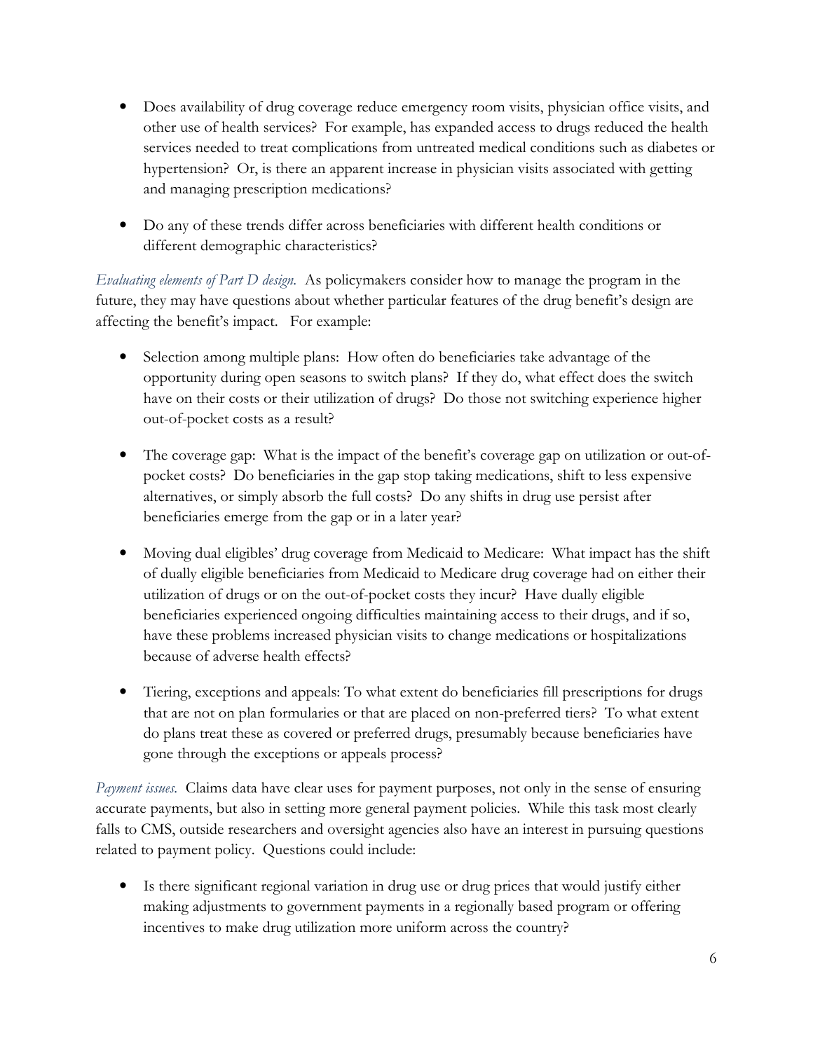- Does availability of drug coverage reduce emergency room visits, physician office visits, and other use of health services? For example, has expanded access to drugs reduced the health services needed to treat complications from untreated medical conditions such as diabetes or hypertension? Or, is there an apparent increase in physician visits associated with getting and managing prescription medications?

- Do any of these trends differ across beneficiaries with different health conditions or different demographic characteristics?

*Evaluating elements of Part D design.* As policymakers consider how to manage the program in the future, they may have questions about whether particular features of the drug benefit's design are affecting the benefit's impact. For example:

- Selection among multiple plans: How often do beneficiaries take advantage of the opportunity during open seasons to switch plans? If they do, what effect does the switch have on their costs or their utilization of drugs? Do those not switching experience higher out-of-pocket costs as a result?

- The coverage gap: What is the impact of the benefit's coverage gap on utilization or out-of-pocket costs? Do beneficiaries in the gap stop taking medications, shift to less expensive alternatives, or simply absorb the full costs? Do any shifts in drug use persist after beneficiaries emerge from the gap or in a later year?

- Moving dual eligibles' drug coverage from Medicaid to Medicare: What impact has the shift of dually eligible beneficiaries from Medicaid to Medicare drug coverage had on either their utilization of drugs or on the out-of-pocket costs they incur? Have dually eligible beneficiaries experienced ongoing difficulties maintaining access to their drugs, and if so, have these problems increased physician visits to change medications or hospitalizations because of adverse health effects?

- Tiering, exceptions and appeals: To what extent do beneficiaries fill prescriptions for drugs that are not on plan formularies or that are placed on non-preferred tiers? To what extent do plans treat these as covered or preferred drugs, presumably because beneficiaries have gone through the exceptions or appeals process?

*Payment issues.* Claims data have clear uses for payment purposes, not only in the sense of ensuring accurate payments, but also in setting more general payment policies. While this task most clearly falls to CMS, outside researchers and oversight agencies also have an interest in pursuing questions related to payment policy. Questions could include:

- Is there significant regional variation in drug use or drug prices that would justify either making adjustments to government payments in a regionally based program or offering incentives to make drug utilization more uniform across the country?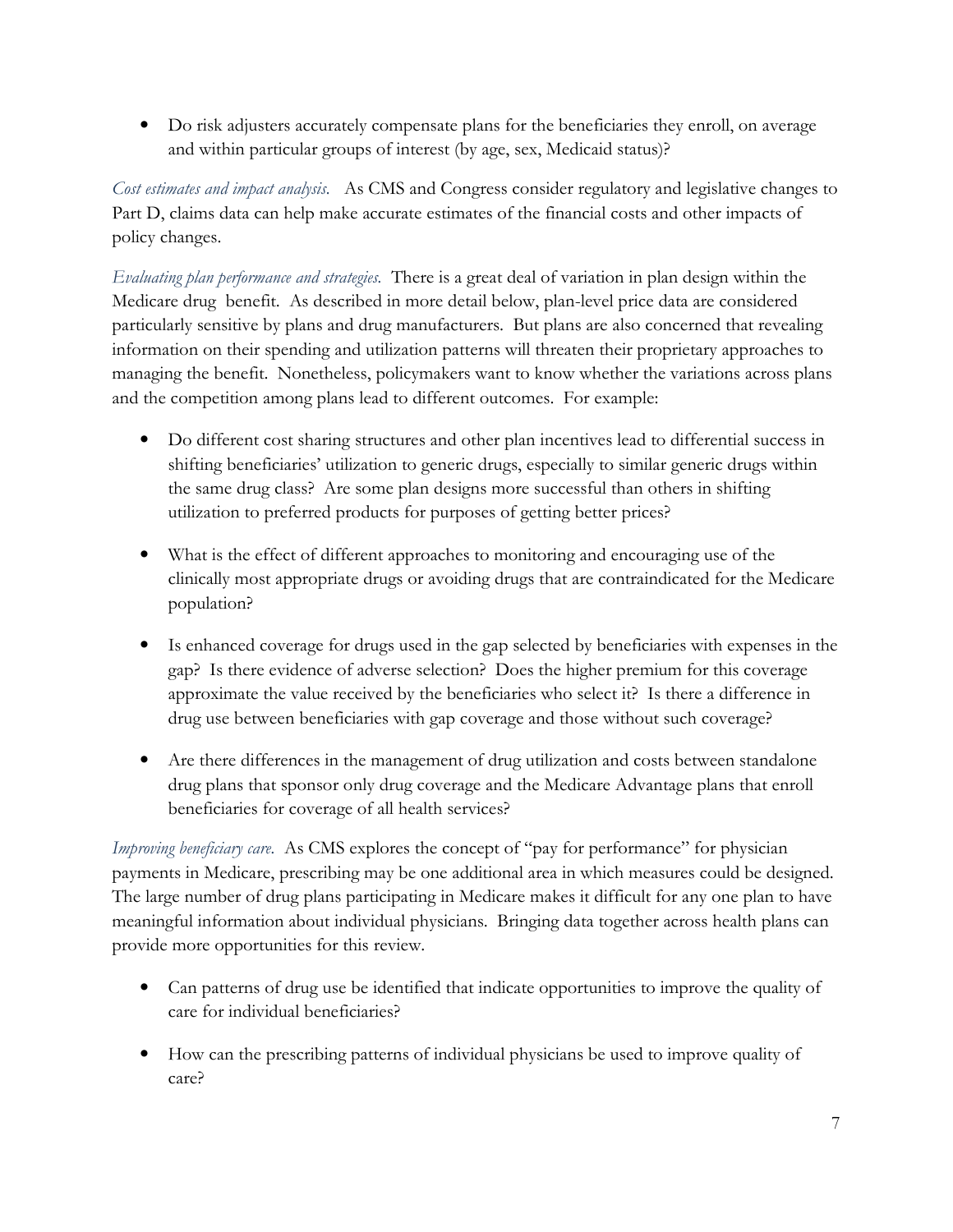- Do risk adjusters accurately compensate plans for the beneficiaries they enroll, on average and within particular groups of interest (by age, sex, Medicaid status)?

*Cost estimates and impact analysis.* As CMS and Congress consider regulatory and legislative changes to Part D, claims data can help make accurate estimates of the financial costs and other impacts of policy changes.

*Evaluating plan performance and strategies.* There is a great deal of variation in plan design within the Medicare drug benefit. As described in more detail below, plan-level price data are considered particularly sensitive by plans and drug manufacturers. But plans are also concerned that revealing information on their spending and utilization patterns will threaten their proprietary approaches to managing the benefit. Nonetheless, policymakers want to know whether the variations across plans and the competition among plans lead to different outcomes. For example:

- Do different cost sharing structures and other plan incentives lead to differential success in shifting beneficiaries' utilization to generic drugs, especially to similar generic drugs within the same drug class? Are some plan designs more successful than others in shifting utilization to preferred products for purposes of getting better prices?

- What is the effect of different approaches to monitoring and encouraging use of the clinically most appropriate drugs or avoiding drugs that are contraindicated for the Medicare population?

- Is enhanced coverage for drugs used in the gap selected by beneficiaries with expenses in the gap? Is there evidence of adverse selection? Does the higher premium for this coverage approximate the value received by the beneficiaries who select it? Is there a difference in drug use between beneficiaries with gap coverage and those without such coverage?

- Are there differences in the management of drug utilization and costs between standalone drug plans that sponsor only drug coverage and the Medicare Advantage plans that enroll beneficiaries for coverage of all health services?

*Improving beneficiary care.* As CMS explores the concept of "pay for performance" for physician payments in Medicare, prescribing may be one additional area in which measures could be designed. The large number of drug plans participating in Medicare makes it difficult for any one plan to have meaningful information about individual physicians. Bringing data together across health plans can provide more opportunities for this review.

- Can patterns of drug use be identified that indicate opportunities to improve the quality of care for individual beneficiaries?

- How can the prescribing patterns of individual physicians be used to improve quality of care?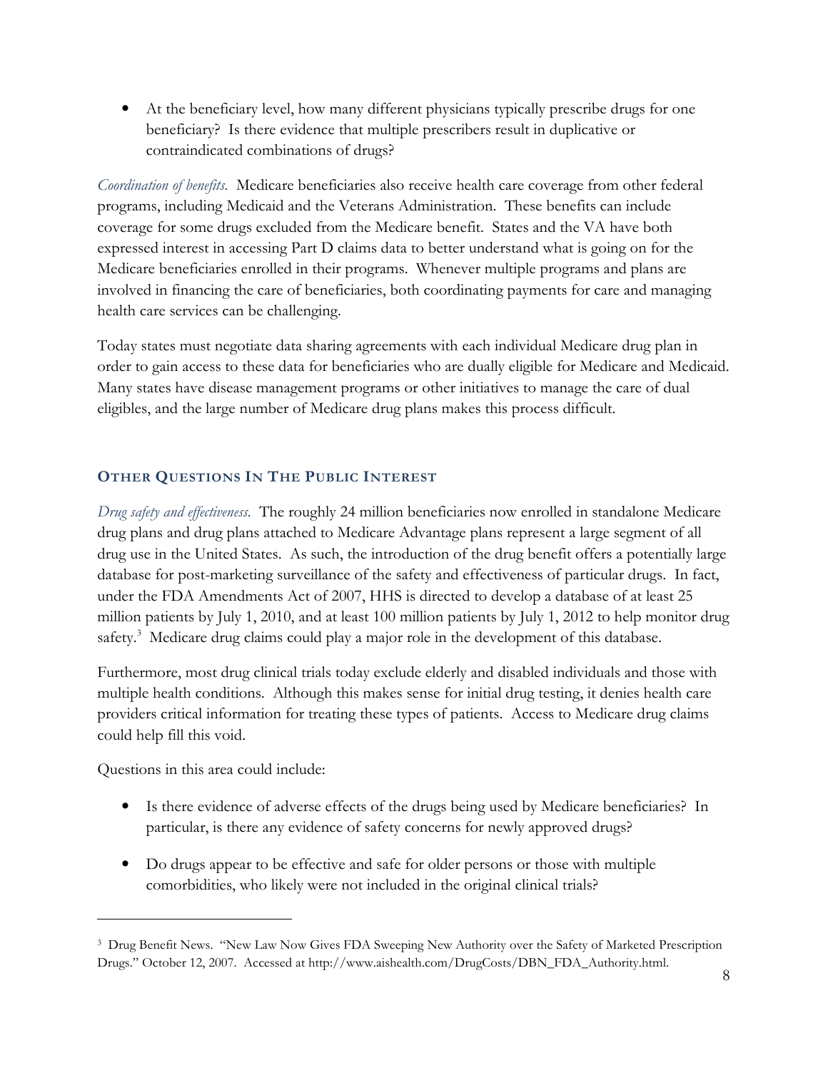- At the beneficiary level, how many different physicians typically prescribe drugs for one beneficiary? Is there evidence that multiple prescribers result in duplicative or contraindicated combinations of drugs?

*Coordination of benefits.* Medicare beneficiaries also receive health care coverage from other federal programs, including Medicaid and the Veterans Administration. These benefits can include coverage for some drugs excluded from the Medicare benefit. States and the VA have both expressed interest in accessing Part D claims data to better understand what is going on for the Medicare beneficiaries enrolled in their programs. Whenever multiple programs and plans are involved in financing the care of beneficiaries, both coordinating payments for care and managing health care services can be challenging.

Today states must negotiate data sharing agreements with each individual Medicare drug plan in order to gain access to these data for beneficiaries who are dually eligible for Medicare and Medicaid. Many states have disease management programs or other initiatives to manage the care of dual eligibles, and the large number of Medicare drug plans makes this process difficult.

## OTHER QUESTIONS IN THE PUBLIC INTEREST

*Drug safety and effectiveness.* The roughly 24 million beneficiaries now enrolled in standalone Medicare drug plans and drug plans attached to Medicare Advantage plans represent a large segment of all drug use in the United States. As such, the introduction of the drug benefit offers a potentially large database for post-marketing surveillance of the safety and effectiveness of particular drugs. In fact, under the FDA Amendments Act of 2007, HHS is directed to develop a database of at least 25 million patients by July 1, 2010, and at least 100 million patients by July 1, 2012 to help monitor drug safety.[3] Medicare drug claims could play a major role in the development of this database.

Furthermore, most drug clinical trials today exclude elderly and disabled individuals and those with multiple health conditions. Although this makes sense for initial drug testing, it denies health care providers critical information for treating these types of patients. Access to Medicare drug claims could help fill this void.

Questions in this area could include:

- Is there evidence of adverse effects of the drugs being used by Medicare beneficiaries? In particular, is there any evidence of safety concerns for newly approved drugs?

- Do drugs appear to be effective and safe for older persons or those with multiple comorbidities, who likely were not included in the original clinical trials?

---

[3] Drug Benefit News. "New Law Now Gives FDA Sweeping New Authority over the Safety of Marketed Prescription Drugs." October 12, 2007. Accessed at http://www.aishealth.com/DrugCosts/DBN_FDA_Authority.html.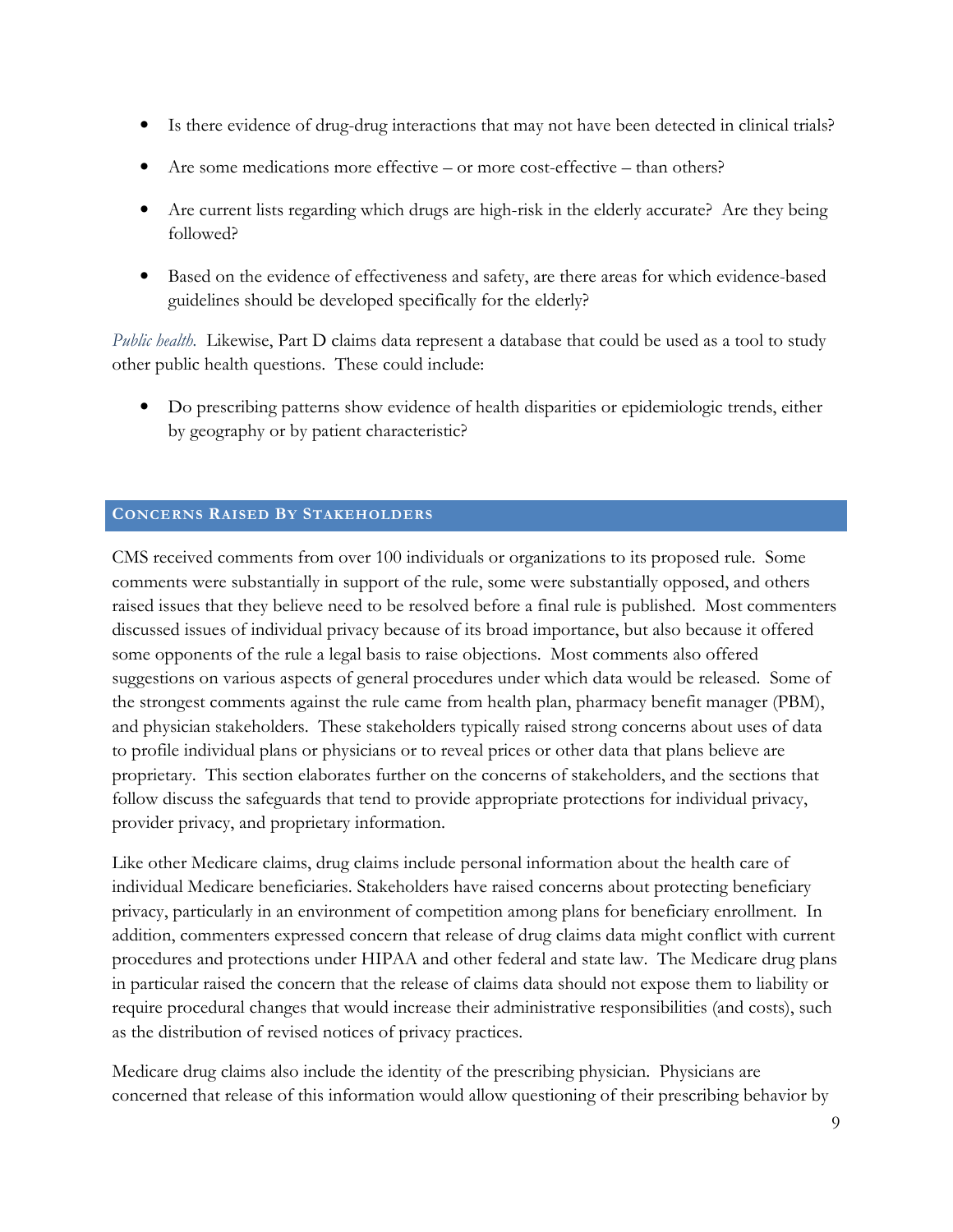- Is there evidence of drug-drug interactions that may not have been detected in clinical trials?
- Are some medications more effective – or more cost-effective – than others?
- Are current lists regarding which drugs are high-risk in the elderly accurate? Are they being followed?
- Based on the evidence of effectiveness and safety, are there areas for which evidence-based guidelines should be developed specifically for the elderly?

*Public health.* Likewise, Part D claims data represent a database that could be used as a tool to study other public health questions. These could include:

- Do prescribing patterns show evidence of health disparities or epidemiologic trends, either by geography or by patient characteristic?

## Concerns Raised By Stakeholders

CMS received comments from over 100 individuals or organizations to its proposed rule. Some comments were substantially in support of the rule, some were substantially opposed, and others raised issues that they believe need to be resolved before a final rule is published. Most commenters discussed issues of individual privacy because of its broad importance, but also because it offered some opponents of the rule a legal basis to raise objections. Most comments also offered suggestions on various aspects of general procedures under which data would be released. Some of the strongest comments against the rule came from health plan, pharmacy benefit manager (PBM), and physician stakeholders. These stakeholders typically raised strong concerns about uses of data to profile individual plans or physicians or to reveal prices or other data that plans believe are proprietary. This section elaborates further on the concerns of stakeholders, and the sections that follow discuss the safeguards that tend to provide appropriate protections for individual privacy, provider privacy, and proprietary information.

Like other Medicare claims, drug claims include personal information about the health care of individual Medicare beneficiaries. Stakeholders have raised concerns about protecting beneficiary privacy, particularly in an environment of competition among plans for beneficiary enrollment. In addition, commenters expressed concern that release of drug claims data might conflict with current procedures and protections under HIPAA and other federal and state law. The Medicare drug plans in particular raised the concern that the release of claims data should not expose them to liability or require procedural changes that would increase their administrative responsibilities (and costs), such as the distribution of revised notices of privacy practices.

Medicare drug claims also include the identity of the prescribing physician. Physicians are concerned that release of this information would allow questioning of their prescribing behavior by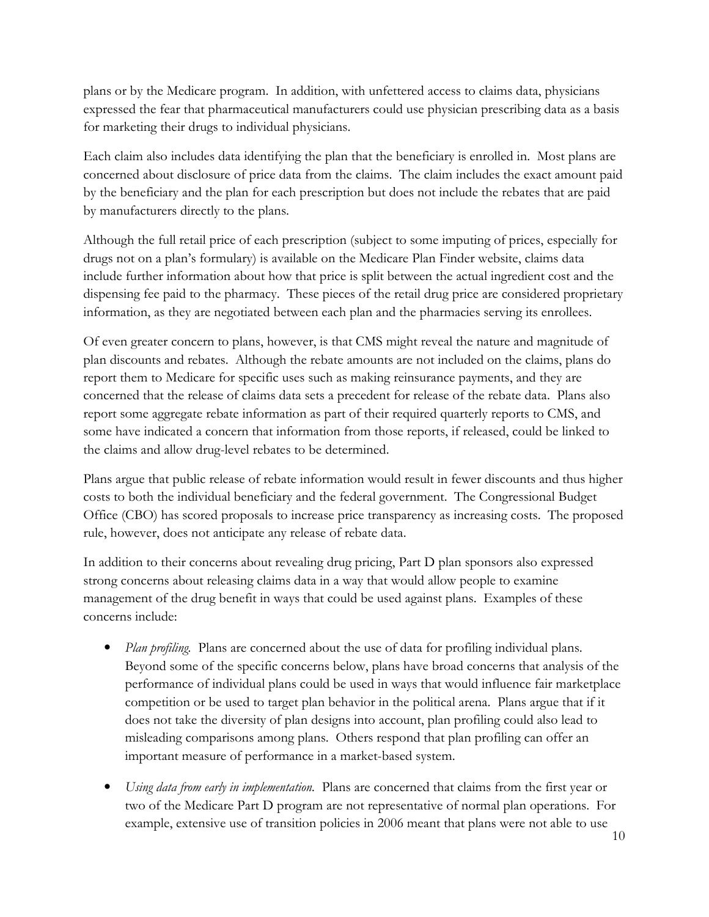plans or by the Medicare program. In addition, with unfettered access to claims data, physicians expressed the fear that pharmaceutical manufacturers could use physician prescribing data as a basis for marketing their drugs to individual physicians.

Each claim also includes data identifying the plan that the beneficiary is enrolled in. Most plans are concerned about disclosure of price data from the claims. The claim includes the exact amount paid by the beneficiary and the plan for each prescription but does not include the rebates that are paid by manufacturers directly to the plans.

Although the full retail price of each prescription (subject to some imputing of prices, especially for drugs not on a plan's formulary) is available on the Medicare Plan Finder website, claims data include further information about how that price is split between the actual ingredient cost and the dispensing fee paid to the pharmacy. These pieces of the retail drug price are considered proprietary information, as they are negotiated between each plan and the pharmacies serving its enrollees.

Of even greater concern to plans, however, is that CMS might reveal the nature and magnitude of plan discounts and rebates. Although the rebate amounts are not included on the claims, plans do report them to Medicare for specific uses such as making reinsurance payments, and they are concerned that the release of claims data sets a precedent for release of the rebate data. Plans also report some aggregate rebate information as part of their required quarterly reports to CMS, and some have indicated a concern that information from those reports, if released, could be linked to the claims and allow drug-level rebates to be determined.

Plans argue that public release of rebate information would result in fewer discounts and thus higher costs to both the individual beneficiary and the federal government. The Congressional Budget Office (CBO) has scored proposals to increase price transparency as increasing costs. The proposed rule, however, does not anticipate any release of rebate data.

In addition to their concerns about revealing drug pricing, Part D plan sponsors also expressed strong concerns about releasing claims data in a way that would allow people to examine management of the drug benefit in ways that could be used against plans. Examples of these concerns include:

- *Plan profiling.* Plans are concerned about the use of data for profiling individual plans. Beyond some of the specific concerns below, plans have broad concerns that analysis of the performance of individual plans could be used in ways that would influence fair marketplace competition or be used to target plan behavior in the political arena. Plans argue that if it does not take the diversity of plan designs into account, plan profiling could also lead to misleading comparisons among plans. Others respond that plan profiling can offer an important measure of performance in a market-based system.

- *Using data from early in implementation.* Plans are concerned that claims from the first year or two of the Medicare Part D program are not representative of normal plan operations. For example, extensive use of transition policies in 2006 meant that plans were not able to use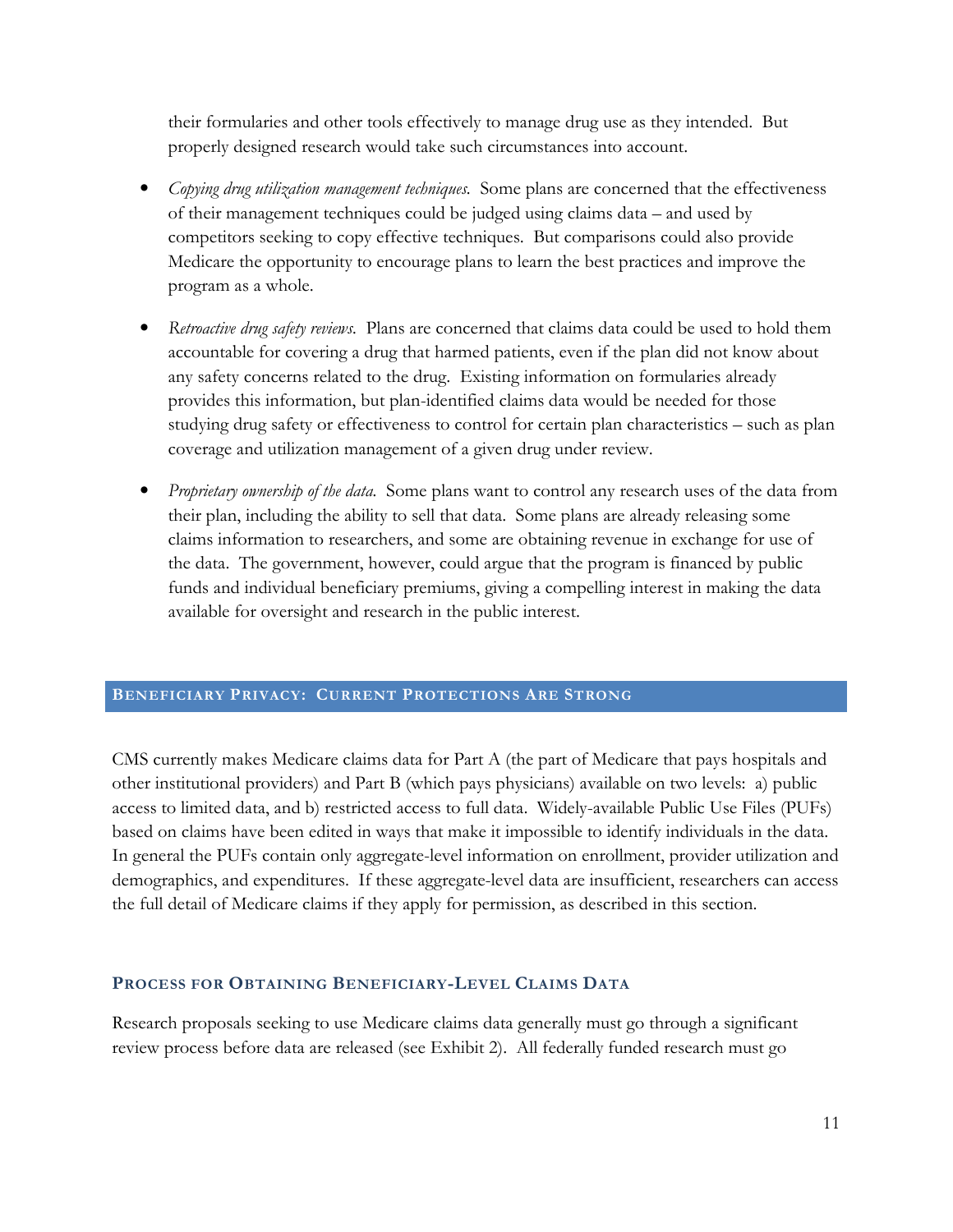their formularies and other tools effectively to manage drug use as they intended. But properly designed research would take such circumstances into account.

- *Copying drug utilization management techniques.* Some plans are concerned that the effectiveness of their management techniques could be judged using claims data – and used by competitors seeking to copy effective techniques. But comparisons could also provide Medicare the opportunity to encourage plans to learn the best practices and improve the program as a whole.

- *Retroactive drug safety reviews.* Plans are concerned that claims data could be used to hold them accountable for covering a drug that harmed patients, even if the plan did not know about any safety concerns related to the drug. Existing information on formularies already provides this information, but plan-identified claims data would be needed for those studying drug safety or effectiveness to control for certain plan characteristics – such as plan coverage and utilization management of a given drug under review.

- *Proprietary ownership of the data.* Some plans want to control any research uses of the data from their plan, including the ability to sell that data. Some plans are already releasing some claims information to researchers, and some are obtaining revenue in exchange for use of the data. The government, however, could argue that the program is financed by public funds and individual beneficiary premiums, giving a compelling interest in making the data available for oversight and research in the public interest.

## Beneficiary Privacy: Current Protections Are Strong

CMS currently makes Medicare claims data for Part A (the part of Medicare that pays hospitals and other institutional providers) and Part B (which pays physicians) available on two levels: a) public access to limited data, and b) restricted access to full data. Widely-available Public Use Files (PUFs) based on claims have been edited in ways that make it impossible to identify individuals in the data. In general the PUFs contain only aggregate-level information on enrollment, provider utilization and demographics, and expenditures. If these aggregate-level data are insufficient, researchers can access the full detail of Medicare claims if they apply for permission, as described in this section.

### Process for Obtaining Beneficiary-Level Claims Data

Research proposals seeking to use Medicare claims data generally must go through a significant review process before data are released (see Exhibit 2). All federally funded research must go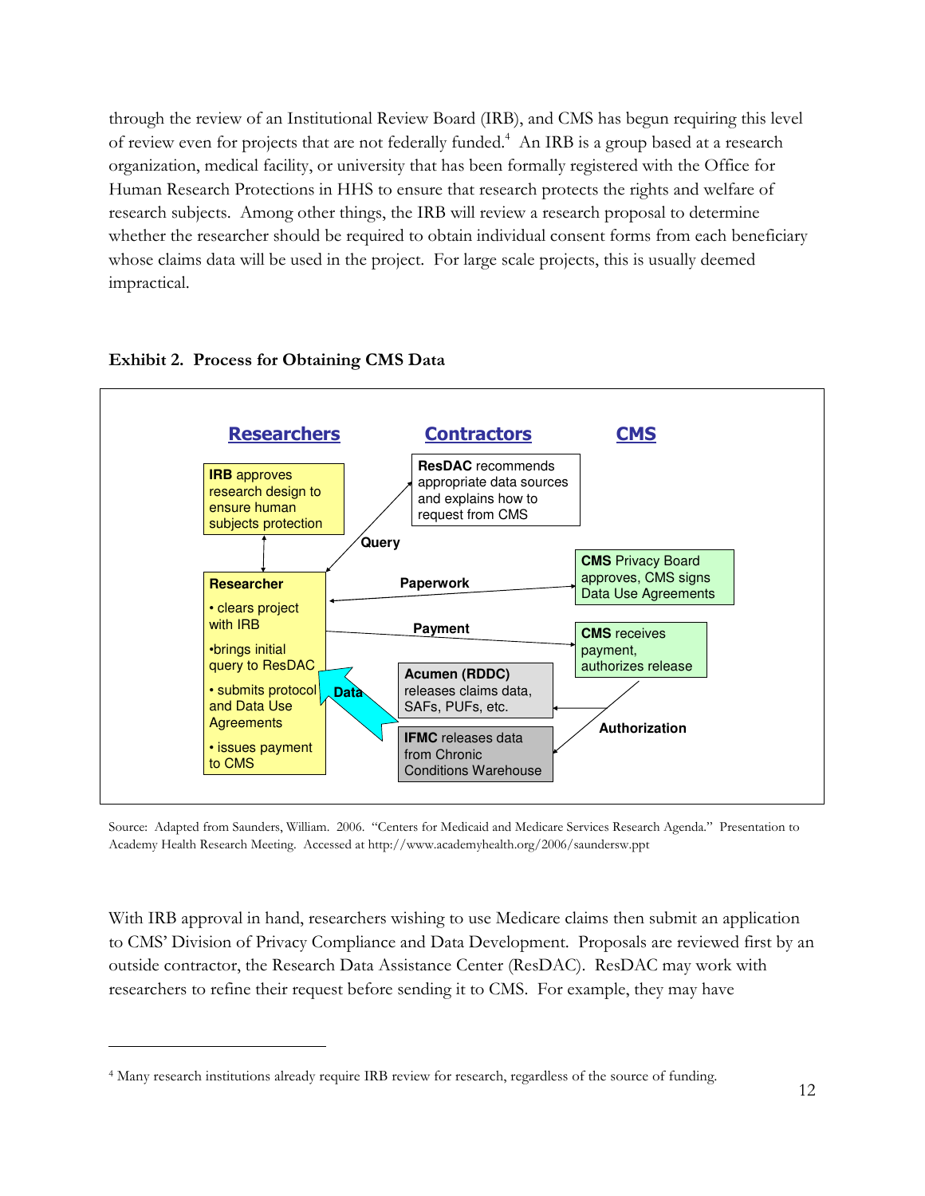through the review of an Institutional Review Board (IRB), and CMS has begun requiring this level of review even for projects that are not federally funded.[4] An IRB is a group based at a research organization, medical facility, or university that has been formally registered with the Office for Human Research Protections in HHS to ensure that research protects the rights and welfare of research subjects. Among other things, the IRB will review a research proposal to determine whether the researcher should be required to obtain individual consent forms from each beneficiary whose claims data will be used in the project. For large scale projects, this is usually deemed impractical.

**Exhibit 2. Process for Obtaining CMS Data**

Researchers | Contractors | CMS

**IRB** approves research design to ensure human subjects protection

**Researcher**
- clears project with IRB
- brings initial query to ResDAC
- submits protocol and Data Use Agreements
- issues payment to CMS

**ResDAC** recommends appropriate data sources and explains how to request from CMS

**CMS** Privacy Board approves, CMS signs Data Use Agreements

**CMS** receives payment, authorizes release

**Acumen (RDDC)** releases claims data, SAFs, PUFs, etc.

**IFMC** releases data from Chronic Conditions Warehouse

Query | Paperwork | Payment | Authorization | Data

Source: Adapted from Saunders, William. 2006. "Centers for Medicaid and Medicare Services Research Agenda." Presentation to Academy Health Research Meeting. Accessed at http://www.academyhealth.org/2006/saundersw.ppt

With IRB approval in hand, researchers wishing to use Medicare claims then submit an application to CMS' Division of Privacy Compliance and Data Development. Proposals are reviewed first by an outside contractor, the Research Data Assistance Center (ResDAC). ResDAC may work with researchers to refine their request before sending it to CMS. For example, they may have

[4] Many research institutions already require IRB review for research, regardless of the source of funding.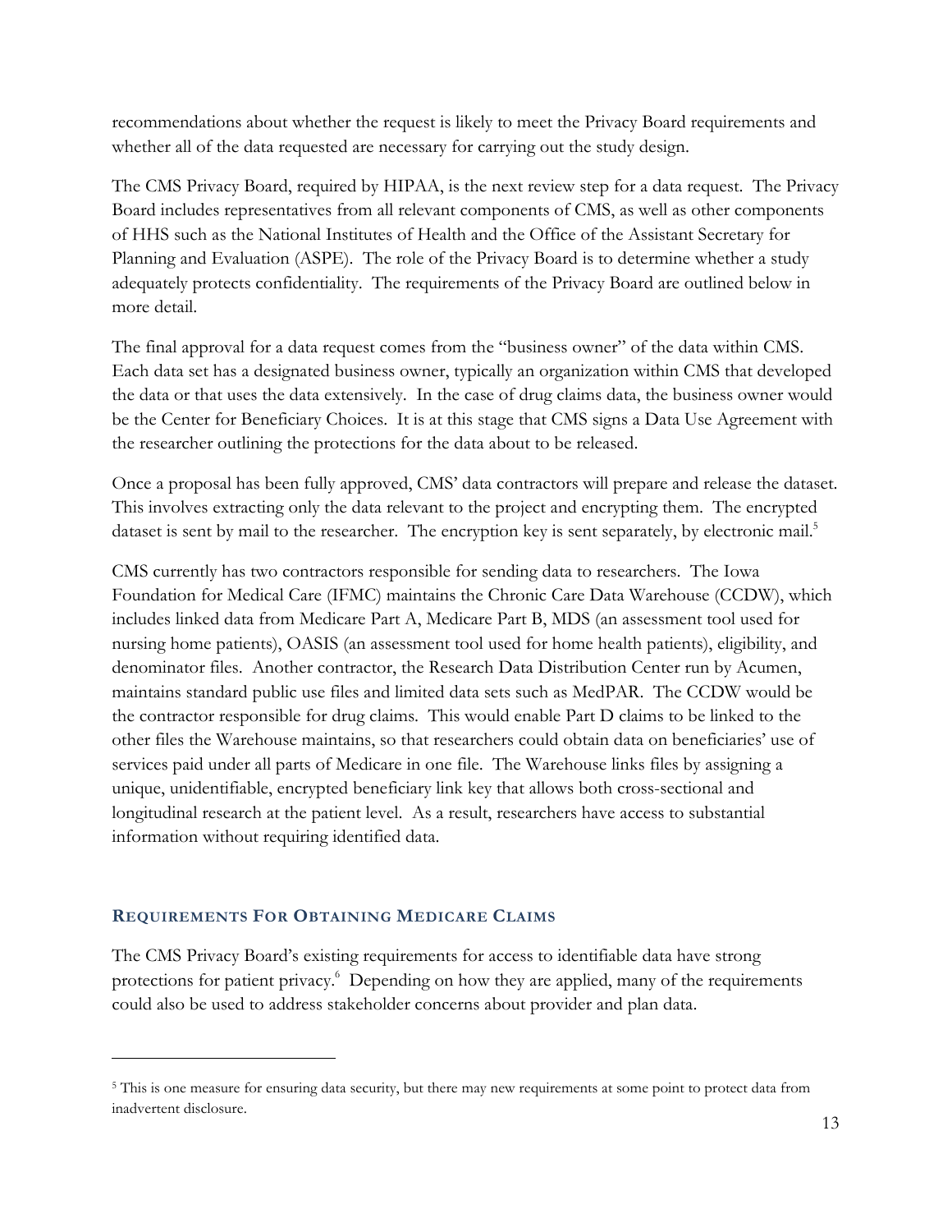recommendations about whether the request is likely to meet the Privacy Board requirements and whether all of the data requested are necessary for carrying out the study design.

The CMS Privacy Board, required by HIPAA, is the next review step for a data request. The Privacy Board includes representatives from all relevant components of CMS, as well as other components of HHS such as the National Institutes of Health and the Office of the Assistant Secretary for Planning and Evaluation (ASPE). The role of the Privacy Board is to determine whether a study adequately protects confidentiality. The requirements of the Privacy Board are outlined below in more detail.

The final approval for a data request comes from the "business owner" of the data within CMS. Each data set has a designated business owner, typically an organization within CMS that developed the data or that uses the data extensively. In the case of drug claims data, the business owner would be the Center for Beneficiary Choices. It is at this stage that CMS signs a Data Use Agreement with the researcher outlining the protections for the data about to be released.

Once a proposal has been fully approved, CMS' data contractors will prepare and release the dataset. This involves extracting only the data relevant to the project and encrypting them. The encrypted dataset is sent by mail to the researcher. The encryption key is sent separately, by electronic mail.[5]

CMS currently has two contractors responsible for sending data to researchers. The Iowa Foundation for Medical Care (IFMC) maintains the Chronic Care Data Warehouse (CCDW), which includes linked data from Medicare Part A, Medicare Part B, MDS (an assessment tool used for nursing home patients), OASIS (an assessment tool used for home health patients), eligibility, and denominator files. Another contractor, the Research Data Distribution Center run by Acumen, maintains standard public use files and limited data sets such as MedPAR. The CCDW would be the contractor responsible for drug claims. This would enable Part D claims to be linked to the other files the Warehouse maintains, so that researchers could obtain data on beneficiaries' use of services paid under all parts of Medicare in one file. The Warehouse links files by assigning a unique, unidentifiable, encrypted beneficiary link key that allows both cross-sectional and longitudinal research at the patient level. As a result, researchers have access to substantial information without requiring identified data.

## Requirements For Obtaining Medicare Claims

The CMS Privacy Board's existing requirements for access to identifiable data have strong protections for patient privacy.[6] Depending on how they are applied, many of the requirements could also be used to address stakeholder concerns about provider and plan data.

---

[5] This is one measure for ensuring data security, but there may new requirements at some point to protect data from inadvertent disclosure.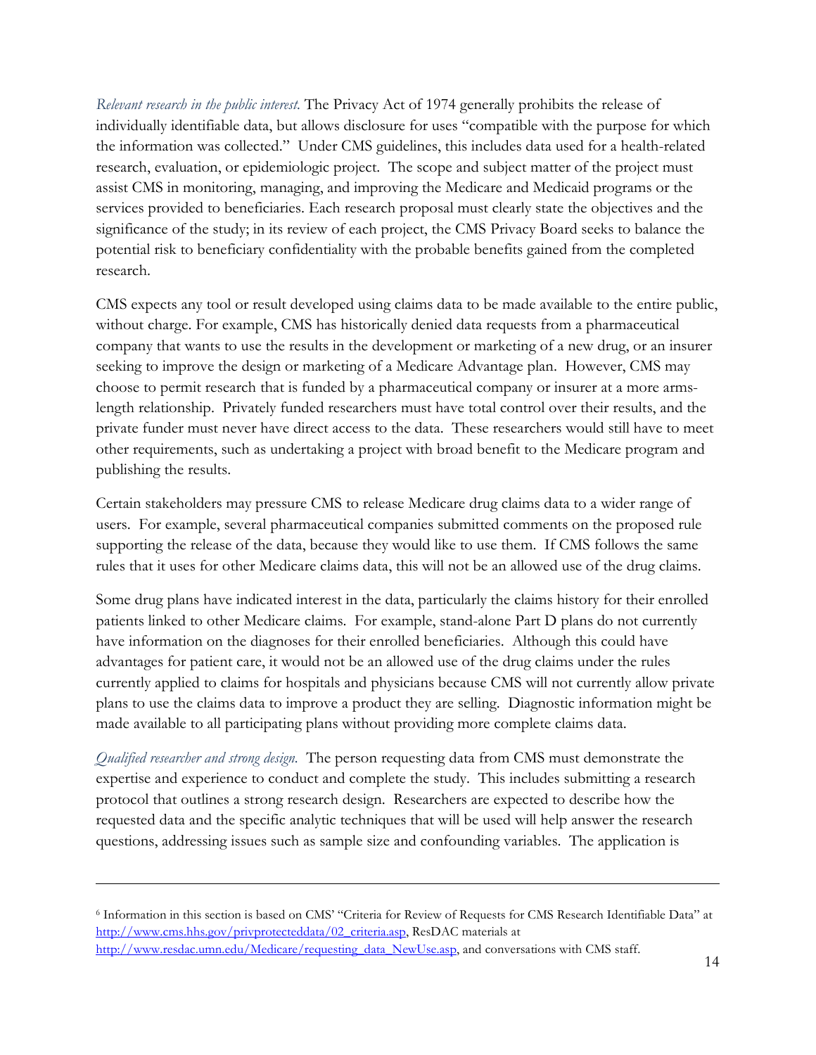*Relevant research in the public interest.* The Privacy Act of 1974 generally prohibits the release of individually identifiable data, but allows disclosure for uses "compatible with the purpose for which the information was collected." Under CMS guidelines, this includes data used for a health-related research, evaluation, or epidemiologic project. The scope and subject matter of the project must assist CMS in monitoring, managing, and improving the Medicare and Medicaid programs or the services provided to beneficiaries. Each research proposal must clearly state the objectives and the significance of the study; in its review of each project, the CMS Privacy Board seeks to balance the potential risk to beneficiary confidentiality with the probable benefits gained from the completed research.

CMS expects any tool or result developed using claims data to be made available to the entire public, without charge. For example, CMS has historically denied data requests from a pharmaceutical company that wants to use the results in the development or marketing of a new drug, or an insurer seeking to improve the design or marketing of a Medicare Advantage plan. However, CMS may choose to permit research that is funded by a pharmaceutical company or insurer at a more arms-length relationship. Privately funded researchers must have total control over their results, and the private funder must never have direct access to the data. These researchers would still have to meet other requirements, such as undertaking a project with broad benefit to the Medicare program and publishing the results.

Certain stakeholders may pressure CMS to release Medicare drug claims data to a wider range of users. For example, several pharmaceutical companies submitted comments on the proposed rule supporting the release of the data, because they would like to use them. If CMS follows the same rules that it uses for other Medicare claims data, this will not be an allowed use of the drug claims.

Some drug plans have indicated interest in the data, particularly the claims history for their enrolled patients linked to other Medicare claims. For example, stand-alone Part D plans do not currently have information on the diagnoses for their enrolled beneficiaries. Although this could have advantages for patient care, it would not be an allowed use of the drug claims under the rules currently applied to claims for hospitals and physicians because CMS will not currently allow private plans to use the claims data to improve a product they are selling. Diagnostic information might be made available to all participating plans without providing more complete claims data.

*Qualified researcher and strong design.* The person requesting data from CMS must demonstrate the expertise and experience to conduct and complete the study. This includes submitting a research protocol that outlines a strong research design. Researchers are expected to describe how the requested data and the specific analytic techniques that will be used will help answer the research questions, addressing issues such as sample size and confounding variables. The application is

---

[6] Information in this section is based on CMS' "Criteria for Review of Requests for CMS Research Identifiable Data" at http://www.cms.hhs.gov/privprotecteddata/02_criteria.asp, ResDAC materials at http://www.resdac.umn.edu/Medicare/requesting_data_NewUse.asp, and conversations with CMS staff.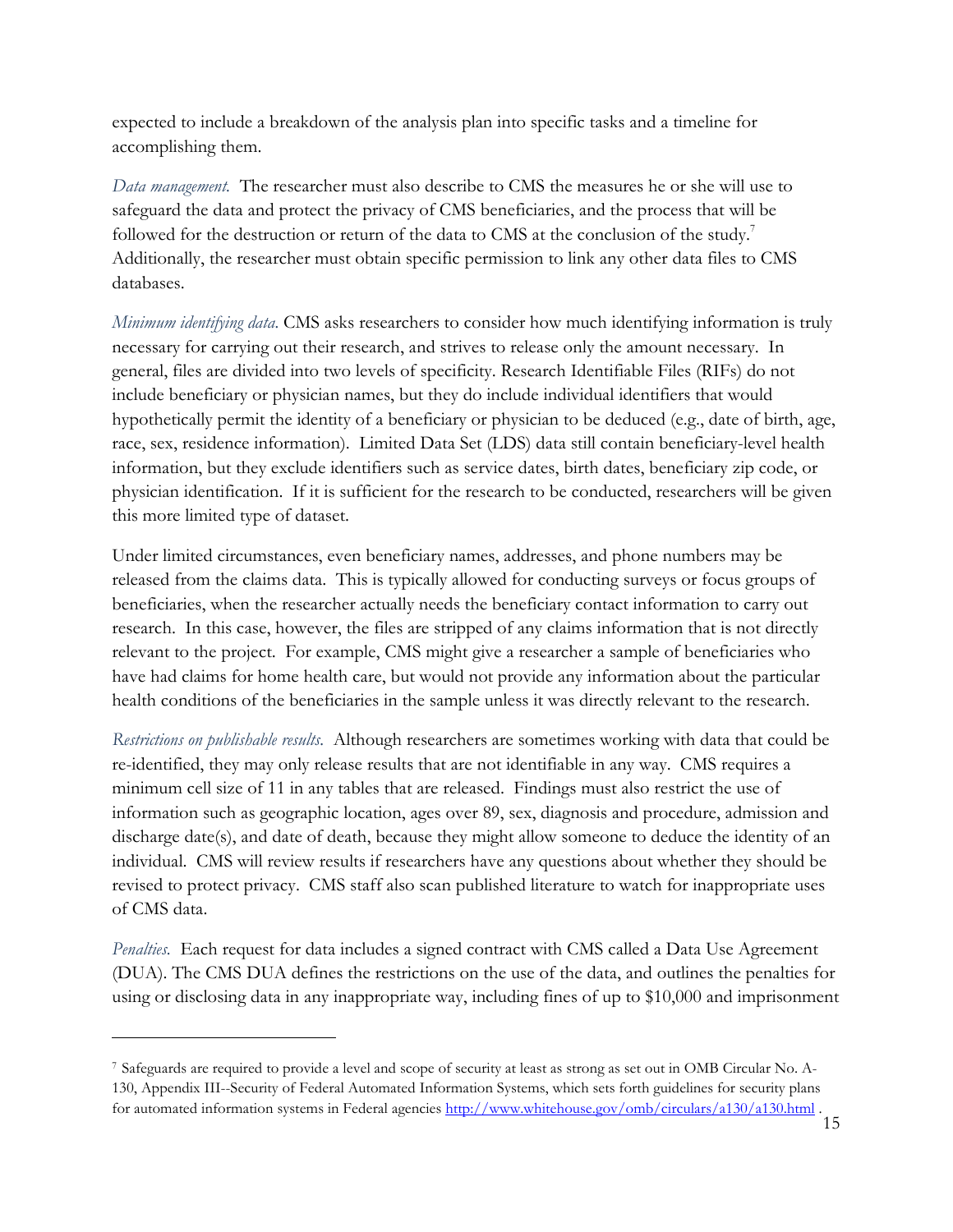expected to include a breakdown of the analysis plan into specific tasks and a timeline for accomplishing them.

*Data management.* The researcher must also describe to CMS the measures he or she will use to safeguard the data and protect the privacy of CMS beneficiaries, and the process that will be followed for the destruction or return of the data to CMS at the conclusion of the study.[7] Additionally, the researcher must obtain specific permission to link any other data files to CMS databases.

*Minimum identifying data.* CMS asks researchers to consider how much identifying information is truly necessary for carrying out their research, and strives to release only the amount necessary. In general, files are divided into two levels of specificity. Research Identifiable Files (RIFs) do not include beneficiary or physician names, but they do include individual identifiers that would hypothetically permit the identity of a beneficiary or physician to be deduced (e.g., date of birth, age, race, sex, residence information). Limited Data Set (LDS) data still contain beneficiary-level health information, but they exclude identifiers such as service dates, birth dates, beneficiary zip code, or physician identification. If it is sufficient for the research to be conducted, researchers will be given this more limited type of dataset.

Under limited circumstances, even beneficiary names, addresses, and phone numbers may be released from the claims data. This is typically allowed for conducting surveys or focus groups of beneficiaries, when the researcher actually needs the beneficiary contact information to carry out research. In this case, however, the files are stripped of any claims information that is not directly relevant to the project. For example, CMS might give a researcher a sample of beneficiaries who have had claims for home health care, but would not provide any information about the particular health conditions of the beneficiaries in the sample unless it was directly relevant to the research.

*Restrictions on publishable results.* Although researchers are sometimes working with data that could be re-identified, they may only release results that are not identifiable in any way. CMS requires a minimum cell size of 11 in any tables that are released. Findings must also restrict the use of information such as geographic location, ages over 89, sex, diagnosis and procedure, admission and discharge date(s), and date of death, because they might allow someone to deduce the identity of an individual. CMS will review results if researchers have any questions about whether they should be revised to protect privacy. CMS staff also scan published literature to watch for inappropriate uses of CMS data.

*Penalties.* Each request for data includes a signed contract with CMS called a Data Use Agreement (DUA). The CMS DUA defines the restrictions on the use of the data, and outlines the penalties for using or disclosing data in any inappropriate way, including fines of up to $10,000 and imprisonment

---

[7] Safeguards are required to provide a level and scope of security at least as strong as set out in OMB Circular No. A-130, Appendix III--Security of Federal Automated Information Systems, which sets forth guidelines for security plans for automated information systems in Federal agencies http://www.whitehouse.gov/omb/circulars/a130/a130.html .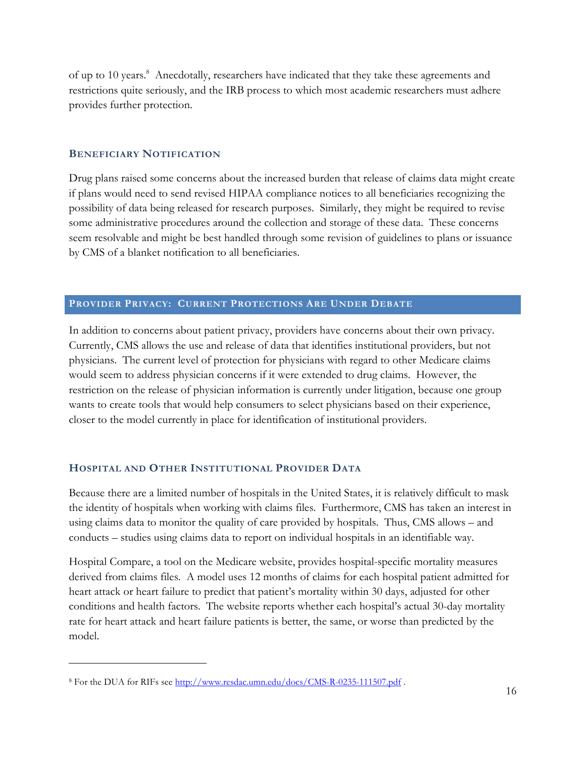of up to 10 years.[8] Anecdotally, researchers have indicated that they take these agreements and restrictions quite seriously, and the IRB process to which most academic researchers must adhere provides further protection.

### Beneficiary Notification

Drug plans raised some concerns about the increased burden that release of claims data might create if plans would need to send revised HIPAA compliance notices to all beneficiaries recognizing the possibility of data being released for research purposes. Similarly, they might be required to revise some administrative procedures around the collection and storage of these data. These concerns seem resolvable and might be best handled through some revision of guidelines to plans or issuance by CMS of a blanket notification to all beneficiaries.

## Provider Privacy: Current Protections Are Under Debate

In addition to concerns about patient privacy, providers have concerns about their own privacy. Currently, CMS allows the use and release of data that identifies institutional providers, but not physicians. The current level of protection for physicians with regard to other Medicare claims would seem to address physician concerns if it were extended to drug claims. However, the restriction on the release of physician information is currently under litigation, because one group wants to create tools that would help consumers to select physicians based on their experience, closer to the model currently in place for identification of institutional providers.

### Hospital and Other Institutional Provider Data

Because there are a limited number of hospitals in the United States, it is relatively difficult to mask the identity of hospitals when working with claims files. Furthermore, CMS has taken an interest in using claims data to monitor the quality of care provided by hospitals. Thus, CMS allows – and conducts – studies using claims data to report on individual hospitals in an identifiable way.

Hospital Compare, a tool on the Medicare website, provides hospital-specific mortality measures derived from claims files. A model uses 12 months of claims for each hospital patient admitted for heart attack or heart failure to predict that patient's mortality within 30 days, adjusted for other conditions and health factors. The website reports whether each hospital's actual 30-day mortality rate for heart attack and heart failure patients is better, the same, or worse than predicted by the model.

---

[8] For the DUA for RIFs see http://www.resdac.umn.edu/docs/CMS-R-0235-111507.pdf .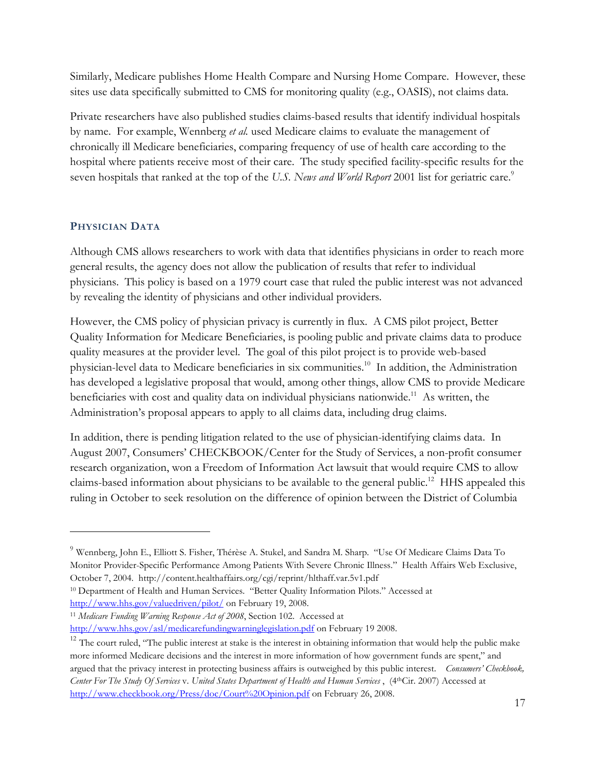Similarly, Medicare publishes Home Health Compare and Nursing Home Compare. However, these sites use data specifically submitted to CMS for monitoring quality (e.g., OASIS), not claims data.

Private researchers have also published studies claims-based results that identify individual hospitals by name. For example, Wennberg *et al.* used Medicare claims to evaluate the management of chronically ill Medicare beneficiaries, comparing frequency of use of health care according to the hospital where patients receive most of their care. The study specified facility-specific results for the seven hospitals that ranked at the top of the *U.S. News and World Report* 2001 list for geriatric care.[9]

## PHYSICIAN DATA

Although CMS allows researchers to work with data that identifies physicians in order to reach more general results, the agency does not allow the publication of results that refer to individual physicians. This policy is based on a 1979 court case that ruled the public interest was not advanced by revealing the identity of physicians and other individual providers.

However, the CMS policy of physician privacy is currently in flux. A CMS pilot project, Better Quality Information for Medicare Beneficiaries, is pooling public and private claims data to produce quality measures at the provider level. The goal of this pilot project is to provide web-based physician-level data to Medicare beneficiaries in six communities.[10] In addition, the Administration has developed a legislative proposal that would, among other things, allow CMS to provide Medicare beneficiaries with cost and quality data on individual physicians nationwide.[11] As written, the Administration's proposal appears to apply to all claims data, including drug claims.

In addition, there is pending litigation related to the use of physician-identifying claims data. In August 2007, Consumers' CHECKBOOK/Center for the Study of Services, a non-profit consumer research organization, won a Freedom of Information Act lawsuit that would require CMS to allow claims-based information about physicians to be available to the general public.[12] HHS appealed this ruling in October to seek resolution on the difference of opinion between the District of Columbia

---

[9] Wennberg, John E., Elliott S. Fisher, Thérèse A. Stukel, and Sandra M. Sharp. "Use Of Medicare Claims Data To Monitor Provider-Specific Performance Among Patients With Severe Chronic Illness." Health Affairs Web Exclusive, October 7, 2004. http://content.healthaffairs.org/cgi/reprint/hlthaff.var.5v1.pdf

[10] Department of Health and Human Services. "Better Quality Information Pilots." Accessed at http://www.hhs.gov/valuedriven/pilot/ on February 19, 2008.

[11] *Medicare Funding Warning Response Act of 2008*, Section 102. Accessed at http://www.hhs.gov/asl/medicarefundingwarninglegislation.pdf on February 19 2008.

[12] The court ruled, "The public interest at stake is the interest in obtaining information that would help the public make more informed Medicare decisions and the interest in more information of how government funds are spent," and argued that the privacy interest in protecting business affairs is outweighed by this public interest. *Consumers' Checkbook, Center For The Study Of Services* v. *United States Department of Health and Human Services* , (4thCir. 2007) Accessed at http://www.checkbook.org/Press/doc/Court%20Opinion.pdf on February 26, 2008.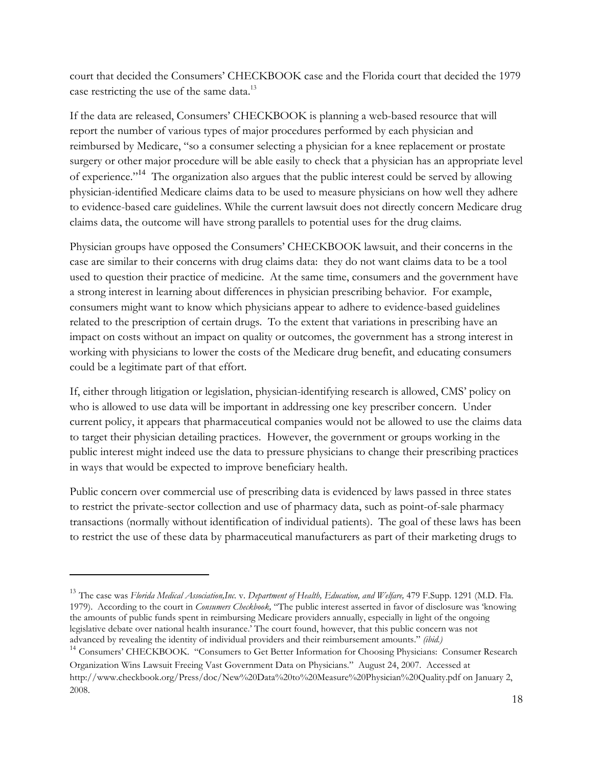court that decided the Consumers' CHECKBOOK case and the Florida court that decided the 1979 case restricting the use of the same data.[13]

If the data are released, Consumers' CHECKBOOK is planning a web-based resource that will report the number of various types of major procedures performed by each physician and reimbursed by Medicare, "so a consumer selecting a physician for a knee replacement or prostate surgery or other major procedure will be able easily to check that a physician has an appropriate level of experience."[14] The organization also argues that the public interest could be served by allowing physician-identified Medicare claims data to be used to measure physicians on how well they adhere to evidence-based care guidelines. While the current lawsuit does not directly concern Medicare drug claims data, the outcome will have strong parallels to potential uses for the drug claims.

Physician groups have opposed the Consumers' CHECKBOOK lawsuit, and their concerns in the case are similar to their concerns with drug claims data: they do not want claims data to be a tool used to question their practice of medicine. At the same time, consumers and the government have a strong interest in learning about differences in physician prescribing behavior. For example, consumers might want to know which physicians appear to adhere to evidence-based guidelines related to the prescription of certain drugs. To the extent that variations in prescribing have an impact on costs without an impact on quality or outcomes, the government has a strong interest in working with physicians to lower the costs of the Medicare drug benefit, and educating consumers could be a legitimate part of that effort.

If, either through litigation or legislation, physician-identifying research is allowed, CMS' policy on who is allowed to use data will be important in addressing one key prescriber concern. Under current policy, it appears that pharmaceutical companies would not be allowed to use the claims data to target their physician detailing practices. However, the government or groups working in the public interest might indeed use the data to pressure physicians to change their prescribing practices in ways that would be expected to improve beneficiary health.

Public concern over commercial use of prescribing data is evidenced by laws passed in three states to restrict the private-sector collection and use of pharmacy data, such as point-of-sale pharmacy transactions (normally without identification of individual patients). The goal of these laws has been to restrict the use of these data by pharmaceutical manufacturers as part of their marketing drugs to

---

[13] The case was *Florida Medical Association,Inc.* v. *Department of Health, Education, and Welfare,* 479 F.Supp. 1291 (M.D. Fla. 1979). According to the court in *Consumers Checkbook,* "The public interest asserted in favor of disclosure was 'knowing the amounts of public funds spent in reimbursing Medicare providers annually, especially in light of the ongoing legislative debate over national health insurance.' The court found, however, that this public concern was not advanced by revealing the identity of individual providers and their reimbursement amounts." *(ibid.)*

[14] Consumers' CHECKBOOK. "Consumers to Get Better Information for Choosing Physicians: Consumer Research Organization Wins Lawsuit Freeing Vast Government Data on Physicians." August 24, 2007. Accessed at http://www.checkbook.org/Press/doc/New%20Data%20to%20Measure%20Physician%20Quality.pdf on January 2, 2008.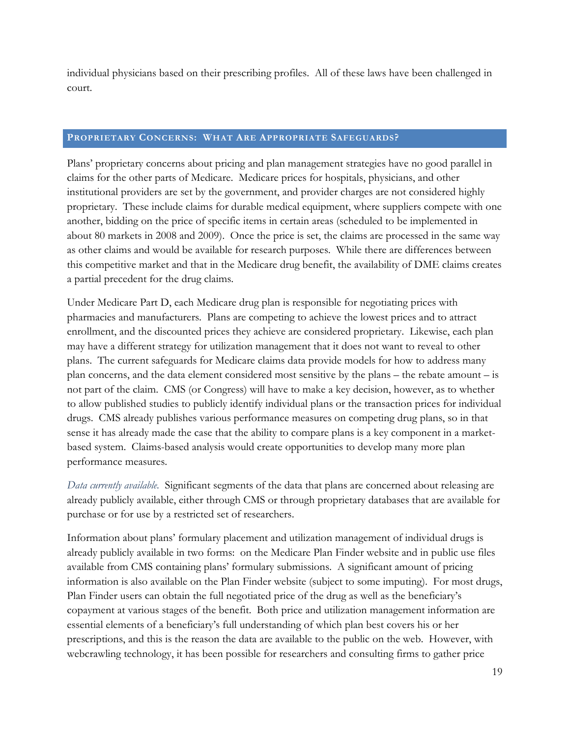individual physicians based on their prescribing profiles. All of these laws have been challenged in court.

## Proprietary Concerns: What Are Appropriate Safeguards?

Plans' proprietary concerns about pricing and plan management strategies have no good parallel in claims for the other parts of Medicare. Medicare prices for hospitals, physicians, and other institutional providers are set by the government, and provider charges are not considered highly proprietary. These include claims for durable medical equipment, where suppliers compete with one another, bidding on the price of specific items in certain areas (scheduled to be implemented in about 80 markets in 2008 and 2009). Once the price is set, the claims are processed in the same way as other claims and would be available for research purposes. While there are differences between this competitive market and that in the Medicare drug benefit, the availability of DME claims creates a partial precedent for the drug claims.

Under Medicare Part D, each Medicare drug plan is responsible for negotiating prices with pharmacies and manufacturers. Plans are competing to achieve the lowest prices and to attract enrollment, and the discounted prices they achieve are considered proprietary. Likewise, each plan may have a different strategy for utilization management that it does not want to reveal to other plans. The current safeguards for Medicare claims data provide models for how to address many plan concerns, and the data element considered most sensitive by the plans – the rebate amount – is not part of the claim. CMS (or Congress) will have to make a key decision, however, as to whether to allow published studies to publicly identify individual plans or the transaction prices for individual drugs. CMS already publishes various performance measures on competing drug plans, so in that sense it has already made the case that the ability to compare plans is a key component in a market-based system. Claims-based analysis would create opportunities to develop many more plan performance measures.

*Data currently available.* Significant segments of the data that plans are concerned about releasing are already publicly available, either through CMS or through proprietary databases that are available for purchase or for use by a restricted set of researchers.

Information about plans' formulary placement and utilization management of individual drugs is already publicly available in two forms: on the Medicare Plan Finder website and in public use files available from CMS containing plans' formulary submissions. A significant amount of pricing information is also available on the Plan Finder website (subject to some imputing). For most drugs, Plan Finder users can obtain the full negotiated price of the drug as well as the beneficiary's copayment at various stages of the benefit. Both price and utilization management information are essential elements of a beneficiary's full understanding of which plan best covers his or her prescriptions, and this is the reason the data are available to the public on the web. However, with webcrawling technology, it has been possible for researchers and consulting firms to gather price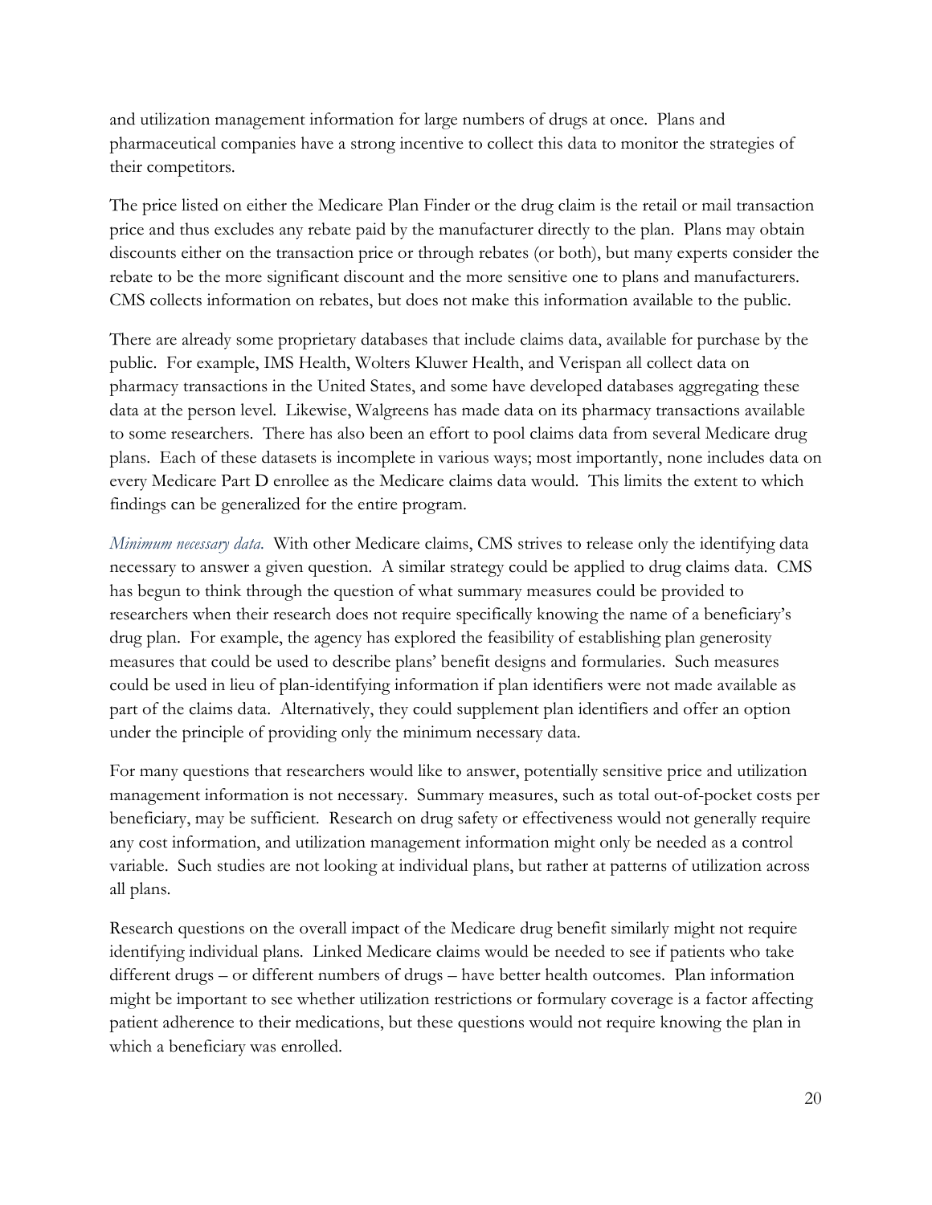and utilization management information for large numbers of drugs at once. Plans and pharmaceutical companies have a strong incentive to collect this data to monitor the strategies of their competitors.

The price listed on either the Medicare Plan Finder or the drug claim is the retail or mail transaction price and thus excludes any rebate paid by the manufacturer directly to the plan. Plans may obtain discounts either on the transaction price or through rebates (or both), but many experts consider the rebate to be the more significant discount and the more sensitive one to plans and manufacturers. CMS collects information on rebates, but does not make this information available to the public.

There are already some proprietary databases that include claims data, available for purchase by the public. For example, IMS Health, Wolters Kluwer Health, and Verispan all collect data on pharmacy transactions in the United States, and some have developed databases aggregating these data at the person level. Likewise, Walgreens has made data on its pharmacy transactions available to some researchers. There has also been an effort to pool claims data from several Medicare drug plans. Each of these datasets is incomplete in various ways; most importantly, none includes data on every Medicare Part D enrollee as the Medicare claims data would. This limits the extent to which findings can be generalized for the entire program.

*Minimum necessary data.* With other Medicare claims, CMS strives to release only the identifying data necessary to answer a given question. A similar strategy could be applied to drug claims data. CMS has begun to think through the question of what summary measures could be provided to researchers when their research does not require specifically knowing the name of a beneficiary's drug plan. For example, the agency has explored the feasibility of establishing plan generosity measures that could be used to describe plans' benefit designs and formularies. Such measures could be used in lieu of plan-identifying information if plan identifiers were not made available as part of the claims data. Alternatively, they could supplement plan identifiers and offer an option under the principle of providing only the minimum necessary data.

For many questions that researchers would like to answer, potentially sensitive price and utilization management information is not necessary. Summary measures, such as total out-of-pocket costs per beneficiary, may be sufficient. Research on drug safety or effectiveness would not generally require any cost information, and utilization management information might only be needed as a control variable. Such studies are not looking at individual plans, but rather at patterns of utilization across all plans.

Research questions on the overall impact of the Medicare drug benefit similarly might not require identifying individual plans. Linked Medicare claims would be needed to see if patients who take different drugs – or different numbers of drugs – have better health outcomes. Plan information might be important to see whether utilization restrictions or formulary coverage is a factor affecting patient adherence to their medications, but these questions would not require knowing the plan in which a beneficiary was enrolled.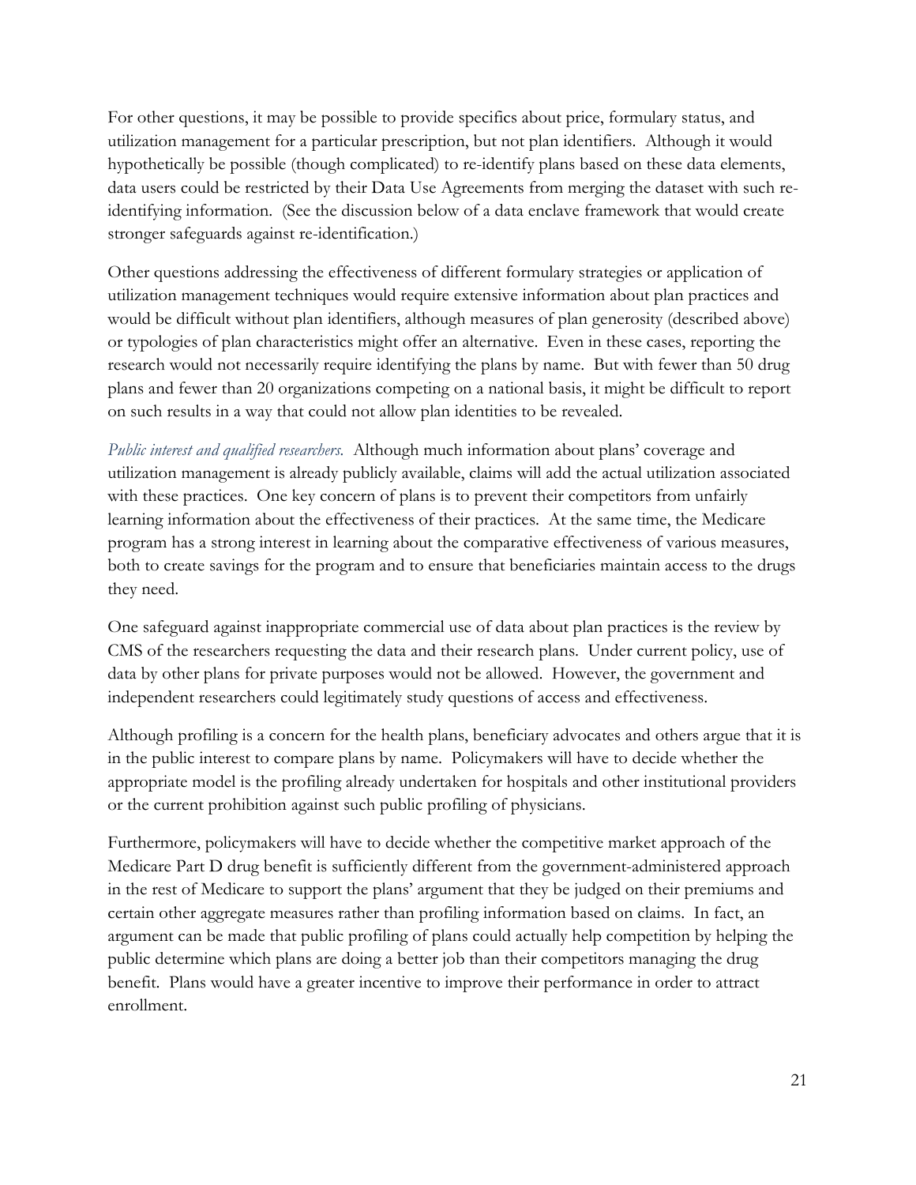For other questions, it may be possible to provide specifics about price, formulary status, and utilization management for a particular prescription, but not plan identifiers. Although it would hypothetically be possible (though complicated) to re-identify plans based on these data elements, data users could be restricted by their Data Use Agreements from merging the dataset with such re-identifying information. (See the discussion below of a data enclave framework that would create stronger safeguards against re-identification.)

Other questions addressing the effectiveness of different formulary strategies or application of utilization management techniques would require extensive information about plan practices and would be difficult without plan identifiers, although measures of plan generosity (described above) or typologies of plan characteristics might offer an alternative. Even in these cases, reporting the research would not necessarily require identifying the plans by name. But with fewer than 50 drug plans and fewer than 20 organizations competing on a national basis, it might be difficult to report on such results in a way that could not allow plan identities to be revealed.

*Public interest and qualified researchers.* Although much information about plans' coverage and utilization management is already publicly available, claims will add the actual utilization associated with these practices. One key concern of plans is to prevent their competitors from unfairly learning information about the effectiveness of their practices. At the same time, the Medicare program has a strong interest in learning about the comparative effectiveness of various measures, both to create savings for the program and to ensure that beneficiaries maintain access to the drugs they need.

One safeguard against inappropriate commercial use of data about plan practices is the review by CMS of the researchers requesting the data and their research plans. Under current policy, use of data by other plans for private purposes would not be allowed. However, the government and independent researchers could legitimately study questions of access and effectiveness.

Although profiling is a concern for the health plans, beneficiary advocates and others argue that it is in the public interest to compare plans by name. Policymakers will have to decide whether the appropriate model is the profiling already undertaken for hospitals and other institutional providers or the current prohibition against such public profiling of physicians.

Furthermore, policymakers will have to decide whether the competitive market approach of the Medicare Part D drug benefit is sufficiently different from the government-administered approach in the rest of Medicare to support the plans' argument that they be judged on their premiums and certain other aggregate measures rather than profiling information based on claims. In fact, an argument can be made that public profiling of plans could actually help competition by helping the public determine which plans are doing a better job than their competitors managing the drug benefit. Plans would have a greater incentive to improve their performance in order to attract enrollment.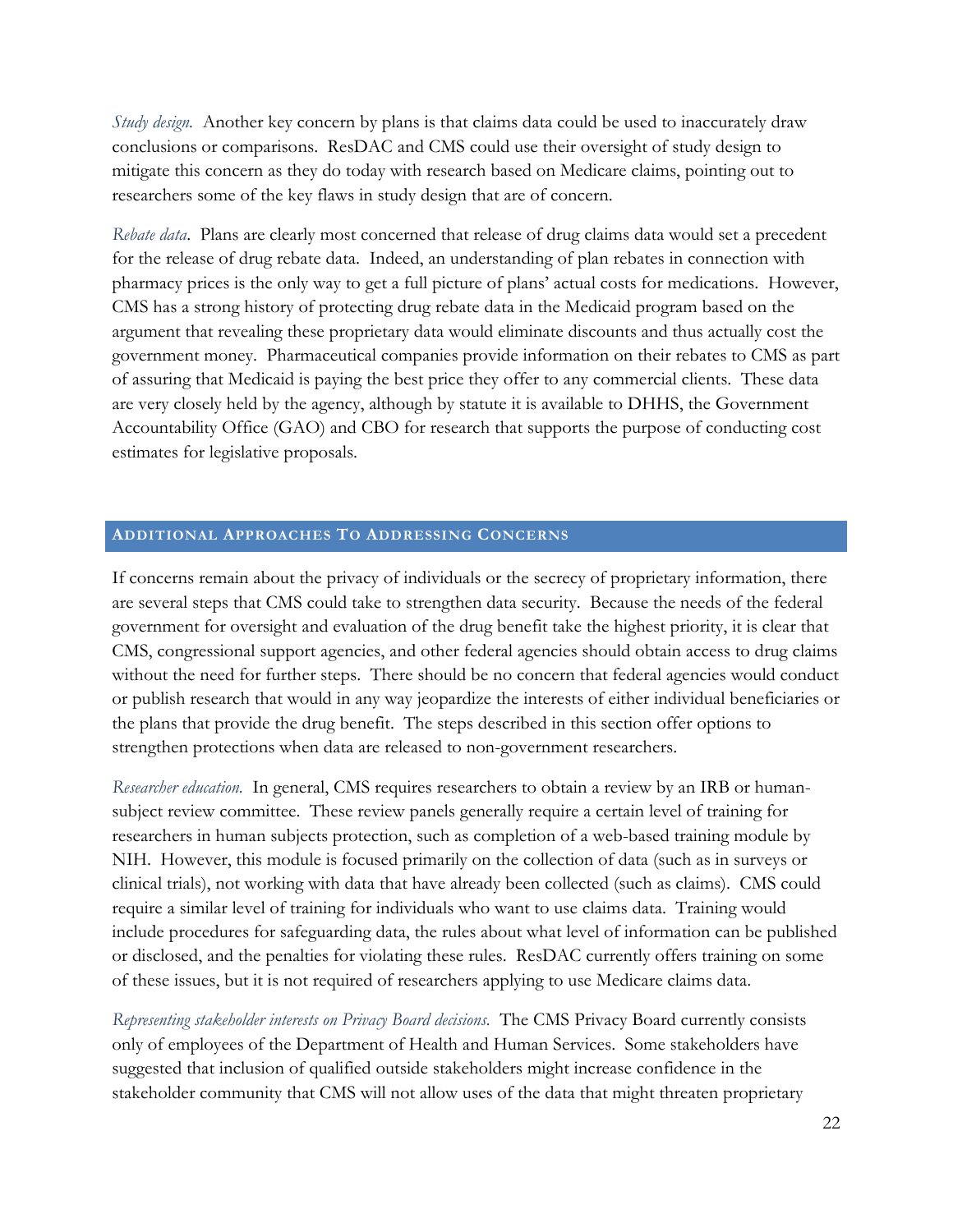*Study design.* Another key concern by plans is that claims data could be used to inaccurately draw conclusions or comparisons. ResDAC and CMS could use their oversight of study design to mitigate this concern as they do today with research based on Medicare claims, pointing out to researchers some of the key flaws in study design that are of concern.

*Rebate data.* Plans are clearly most concerned that release of drug claims data would set a precedent for the release of drug rebate data. Indeed, an understanding of plan rebates in connection with pharmacy prices is the only way to get a full picture of plans' actual costs for medications. However, CMS has a strong history of protecting drug rebate data in the Medicaid program based on the argument that revealing these proprietary data would eliminate discounts and thus actually cost the government money. Pharmaceutical companies provide information on their rebates to CMS as part of assuring that Medicaid is paying the best price they offer to any commercial clients. These data are very closely held by the agency, although by statute it is available to DHHS, the Government Accountability Office (GAO) and CBO for research that supports the purpose of conducting cost estimates for legislative proposals.

## ADDITIONAL APPROACHES TO ADDRESSING CONCERNS

If concerns remain about the privacy of individuals or the secrecy of proprietary information, there are several steps that CMS could take to strengthen data security. Because the needs of the federal government for oversight and evaluation of the drug benefit take the highest priority, it is clear that CMS, congressional support agencies, and other federal agencies should obtain access to drug claims without the need for further steps. There should be no concern that federal agencies would conduct or publish research that would in any way jeopardize the interests of either individual beneficiaries or the plans that provide the drug benefit. The steps described in this section offer options to strengthen protections when data are released to non-government researchers.

*Researcher education.* In general, CMS requires researchers to obtain a review by an IRB or human-subject review committee. These review panels generally require a certain level of training for researchers in human subjects protection, such as completion of a web-based training module by NIH. However, this module is focused primarily on the collection of data (such as in surveys or clinical trials), not working with data that have already been collected (such as claims). CMS could require a similar level of training for individuals who want to use claims data. Training would include procedures for safeguarding data, the rules about what level of information can be published or disclosed, and the penalties for violating these rules. ResDAC currently offers training on some of these issues, but it is not required of researchers applying to use Medicare claims data.

*Representing stakeholder interests on Privacy Board decisions.* The CMS Privacy Board currently consists only of employees of the Department of Health and Human Services. Some stakeholders have suggested that inclusion of qualified outside stakeholders might increase confidence in the stakeholder community that CMS will not allow uses of the data that might threaten proprietary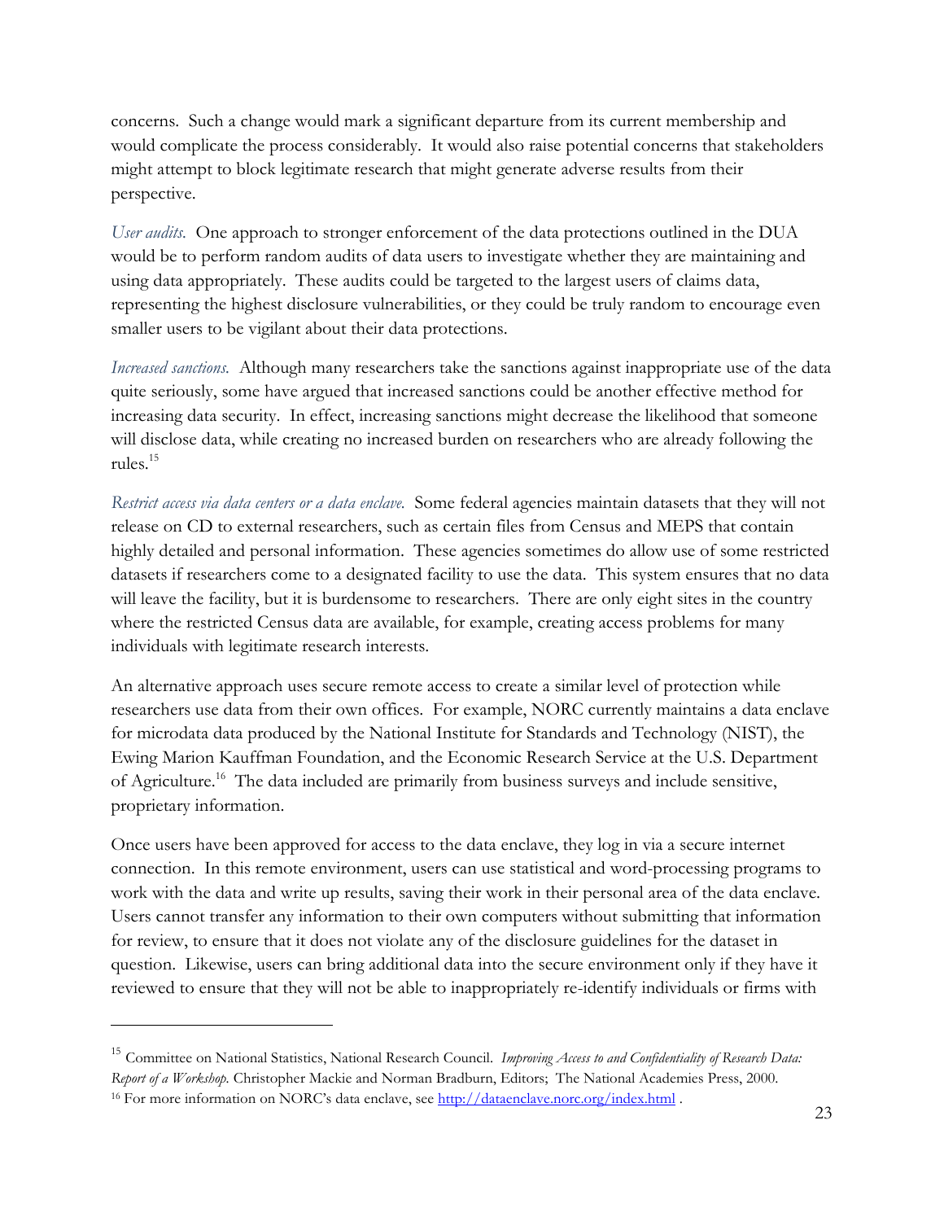concerns. Such a change would mark a significant departure from its current membership and would complicate the process considerably. It would also raise potential concerns that stakeholders might attempt to block legitimate research that might generate adverse results from their perspective.

*User audits.* One approach to stronger enforcement of the data protections outlined in the DUA would be to perform random audits of data users to investigate whether they are maintaining and using data appropriately. These audits could be targeted to the largest users of claims data, representing the highest disclosure vulnerabilities, or they could be truly random to encourage even smaller users to be vigilant about their data protections.

*Increased sanctions.* Although many researchers take the sanctions against inappropriate use of the data quite seriously, some have argued that increased sanctions could be another effective method for increasing data security. In effect, increasing sanctions might decrease the likelihood that someone will disclose data, while creating no increased burden on researchers who are already following the rules.[15]

*Restrict access via data centers or a data enclave.* Some federal agencies maintain datasets that they will not release on CD to external researchers, such as certain files from Census and MEPS that contain highly detailed and personal information. These agencies sometimes do allow use of some restricted datasets if researchers come to a designated facility to use the data. This system ensures that no data will leave the facility, but it is burdensome to researchers. There are only eight sites in the country where the restricted Census data are available, for example, creating access problems for many individuals with legitimate research interests.

An alternative approach uses secure remote access to create a similar level of protection while researchers use data from their own offices. For example, NORC currently maintains a data enclave for microdata data produced by the National Institute for Standards and Technology (NIST), the Ewing Marion Kauffman Foundation, and the Economic Research Service at the U.S. Department of Agriculture.[16] The data included are primarily from business surveys and include sensitive, proprietary information.

Once users have been approved for access to the data enclave, they log in via a secure internet connection. In this remote environment, users can use statistical and word-processing programs to work with the data and write up results, saving their work in their personal area of the data enclave. Users cannot transfer any information to their own computers without submitting that information for review, to ensure that it does not violate any of the disclosure guidelines for the dataset in question. Likewise, users can bring additional data into the secure environment only if they have it reviewed to ensure that they will not be able to inappropriately re-identify individuals or firms with

---

[15] Committee on National Statistics, National Research Council. *Improving Access to and Confidentiality of Research Data: Report of a Workshop.* Christopher Mackie and Norman Bradburn, Editors; The National Academies Press, 2000.

[16] For more information on NORC's data enclave, see http://dataenclave.norc.org/index.html .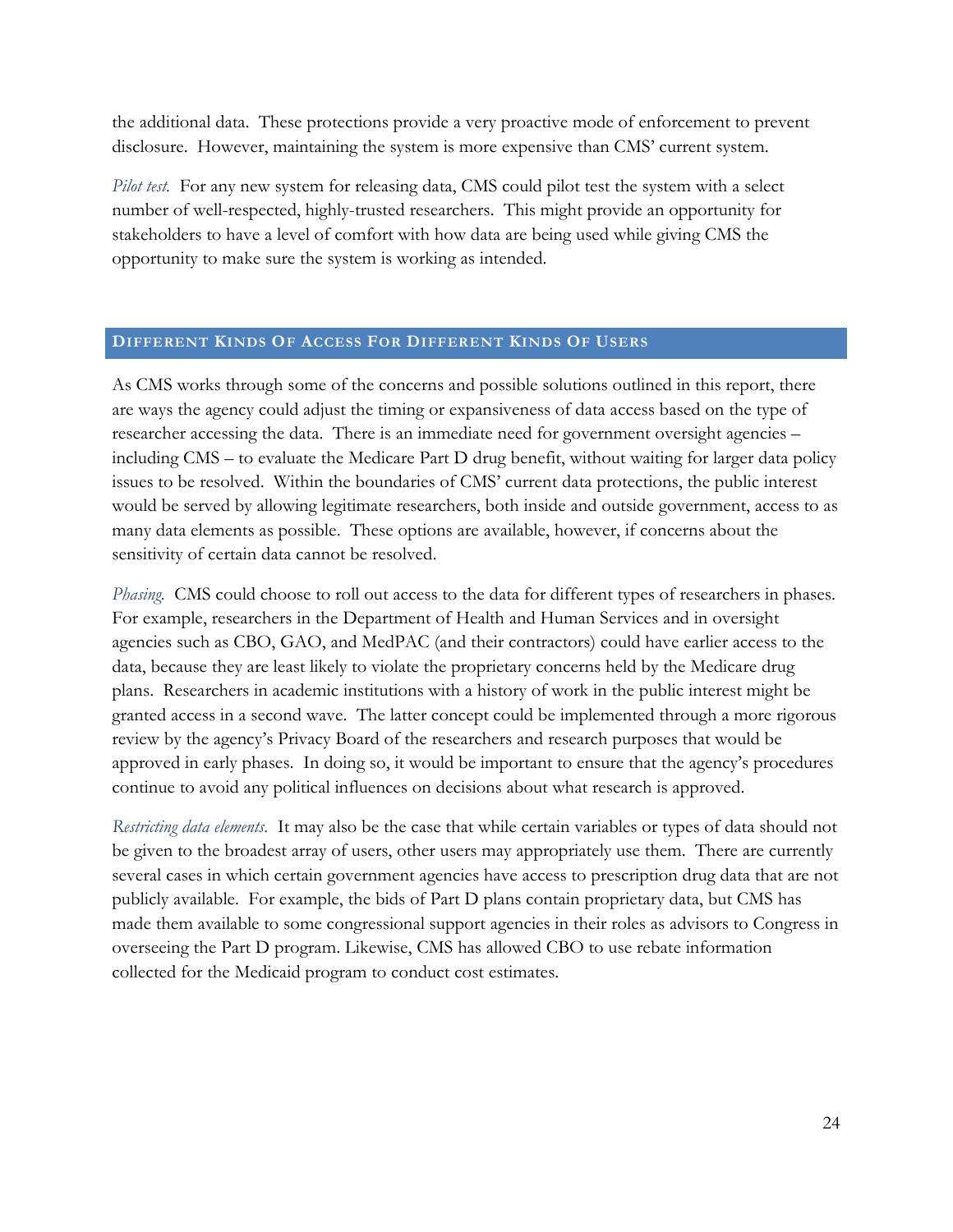the additional data. These protections provide a very proactive mode of enforcement to prevent disclosure. However, maintaining the system is more expensive than CMS' current system.

*Pilot test.* For any new system for releasing data, CMS could pilot test the system with a select number of well-respected, highly-trusted researchers. This might provide an opportunity for stakeholders to have a level of comfort with how data are being used while giving CMS the opportunity to make sure the system is working as intended.

## Different Kinds Of Access For Different Kinds Of Users

As CMS works through some of the concerns and possible solutions outlined in this report, there are ways the agency could adjust the timing or expansiveness of data access based on the type of researcher accessing the data. There is an immediate need for government oversight agencies – including CMS – to evaluate the Medicare Part D drug benefit, without waiting for larger data policy issues to be resolved. Within the boundaries of CMS' current data protections, the public interest would be served by allowing legitimate researchers, both inside and outside government, access to as many data elements as possible. These options are available, however, if concerns about the sensitivity of certain data cannot be resolved.

*Phasing.* CMS could choose to roll out access to the data for different types of researchers in phases. For example, researchers in the Department of Health and Human Services and in oversight agencies such as CBO, GAO, and MedPAC (and their contractors) could have earlier access to the data, because they are least likely to violate the proprietary concerns held by the Medicare drug plans. Researchers in academic institutions with a history of work in the public interest might be granted access in a second wave. The latter concept could be implemented through a more rigorous review by the agency's Privacy Board of the researchers and research purposes that would be approved in early phases. In doing so, it would be important to ensure that the agency's procedures continue to avoid any political influences on decisions about what research is approved.

*Restricting data elements.* It may also be the case that while certain variables or types of data should not be given to the broadest array of users, other users may appropriately use them. There are currently several cases in which certain government agencies have access to prescription drug data that are not publicly available. For example, the bids of Part D plans contain proprietary data, but CMS has made them available to some congressional support agencies in their roles as advisors to Congress in overseeing the Part D program. Likewise, CMS has allowed CBO to use rebate information collected for the Medicaid program to conduct cost estimates.